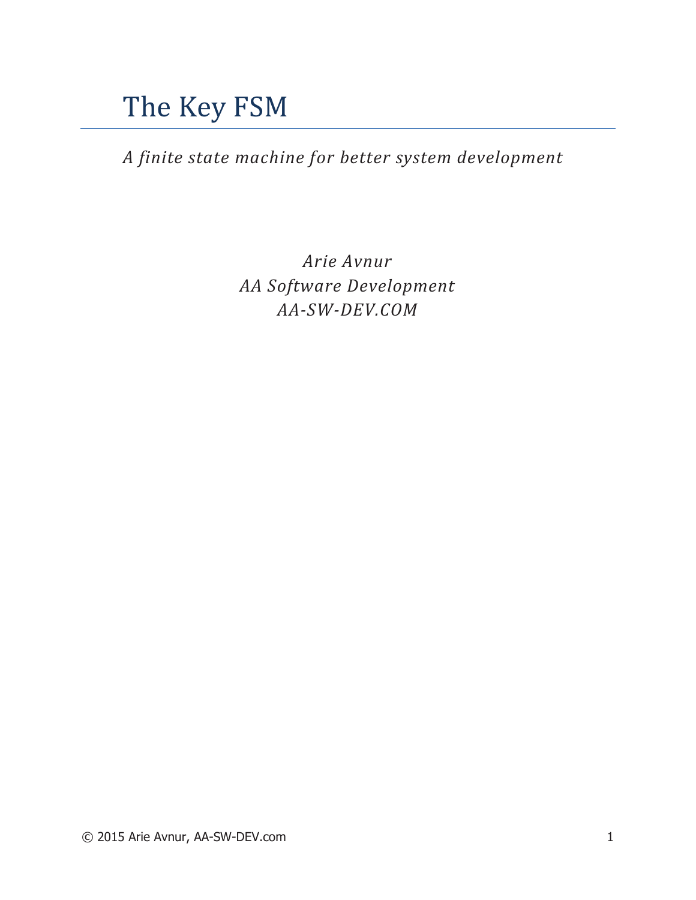# The Key FSM

*A finite state machine for better system development*

*Arie Avnur*
*AA Software Development*
*AA-SW-DEV.COM*

© 2015 Arie Avnur, AA-SW-DEV.com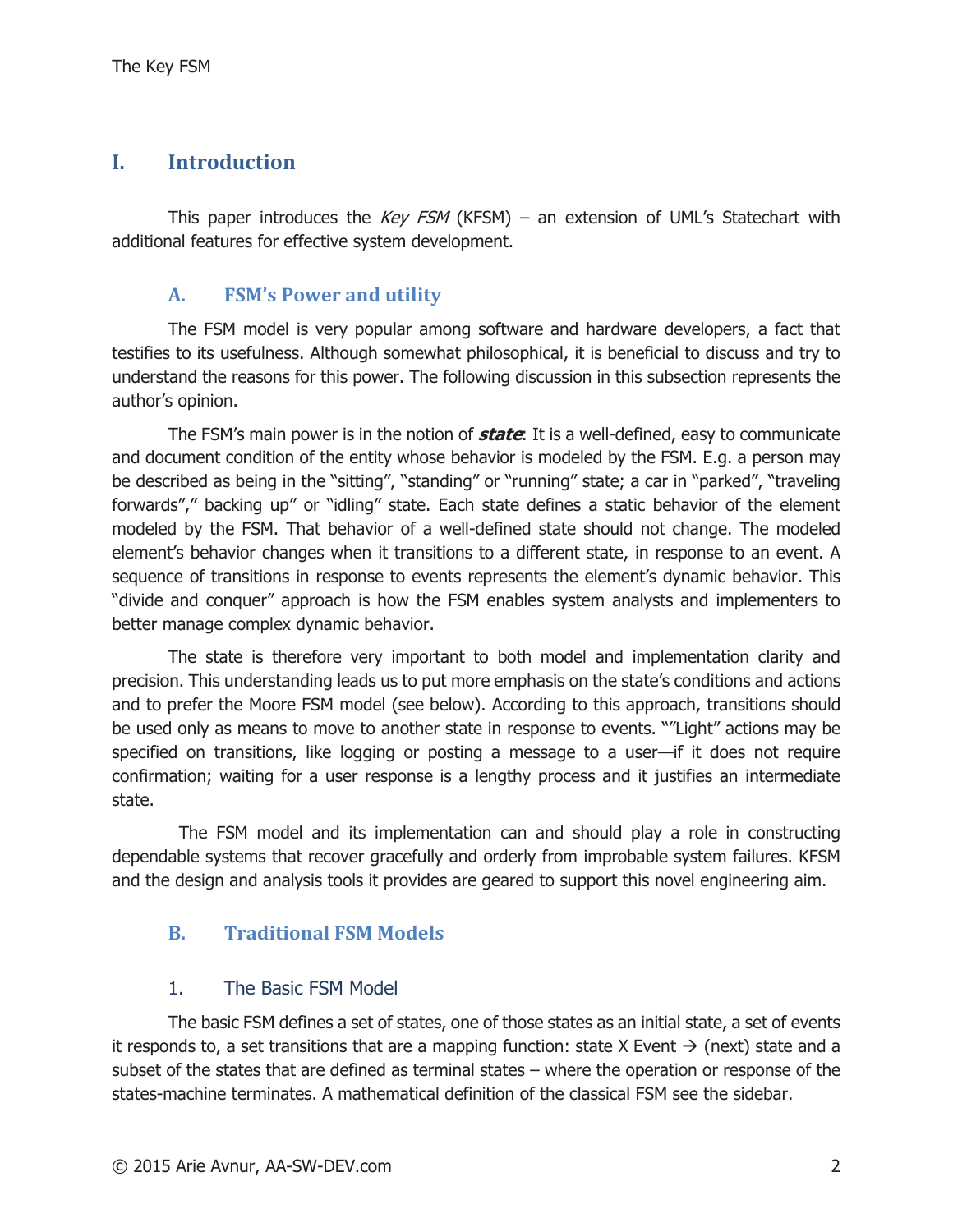# I. Introduction

This paper introduces the *Key FSM* (KFSM) – an extension of UML's Statechart with additional features for effective system development.

## A. FSM's Power and utility

The FSM model is very popular among software and hardware developers, a fact that testifies to its usefulness. Although somewhat philosophical, it is beneficial to discuss and try to understand the reasons for this power. The following discussion in this subsection represents the author's opinion.

The FSM's main power is in the notion of ***state***: It is a well-defined, easy to communicate and document condition of the entity whose behavior is modeled by the FSM. E.g. a person may be described as being in the "sitting", "standing" or "running" state; a car in "parked", "traveling forwards"," backing up" or "idling" state. Each state defines a static behavior of the element modeled by the FSM. That behavior of a well-defined state should not change. The modeled element's behavior changes when it transitions to a different state, in response to an event. A sequence of transitions in response to events represents the element's dynamic behavior. This "divide and conquer" approach is how the FSM enables system analysts and implementers to better manage complex dynamic behavior.

The state is therefore very important to both model and implementation clarity and precision. This understanding leads us to put more emphasis on the state's conditions and actions and to prefer the Moore FSM model (see below). According to this approach, transitions should be used only as means to move to another state in response to events. ""Light" actions may be specified on transitions, like logging or posting a message to a user—if it does not require confirmation; waiting for a user response is a lengthy process and it justifies an intermediate state.

The FSM model and its implementation can and should play a role in constructing dependable systems that recover gracefully and orderly from improbable system failures. KFSM and the design and analysis tools it provides are geared to support this novel engineering aim.

## B. Traditional FSM Models

### 1. The Basic FSM Model

The basic FSM defines a set of states, one of those states as an initial state, a set of events it responds to, a set transitions that are a mapping function: state X Event → (next) state and a subset of the states that are defined as terminal states – where the operation or response of the states-machine terminates. A mathematical definition of the classical FSM see the sidebar.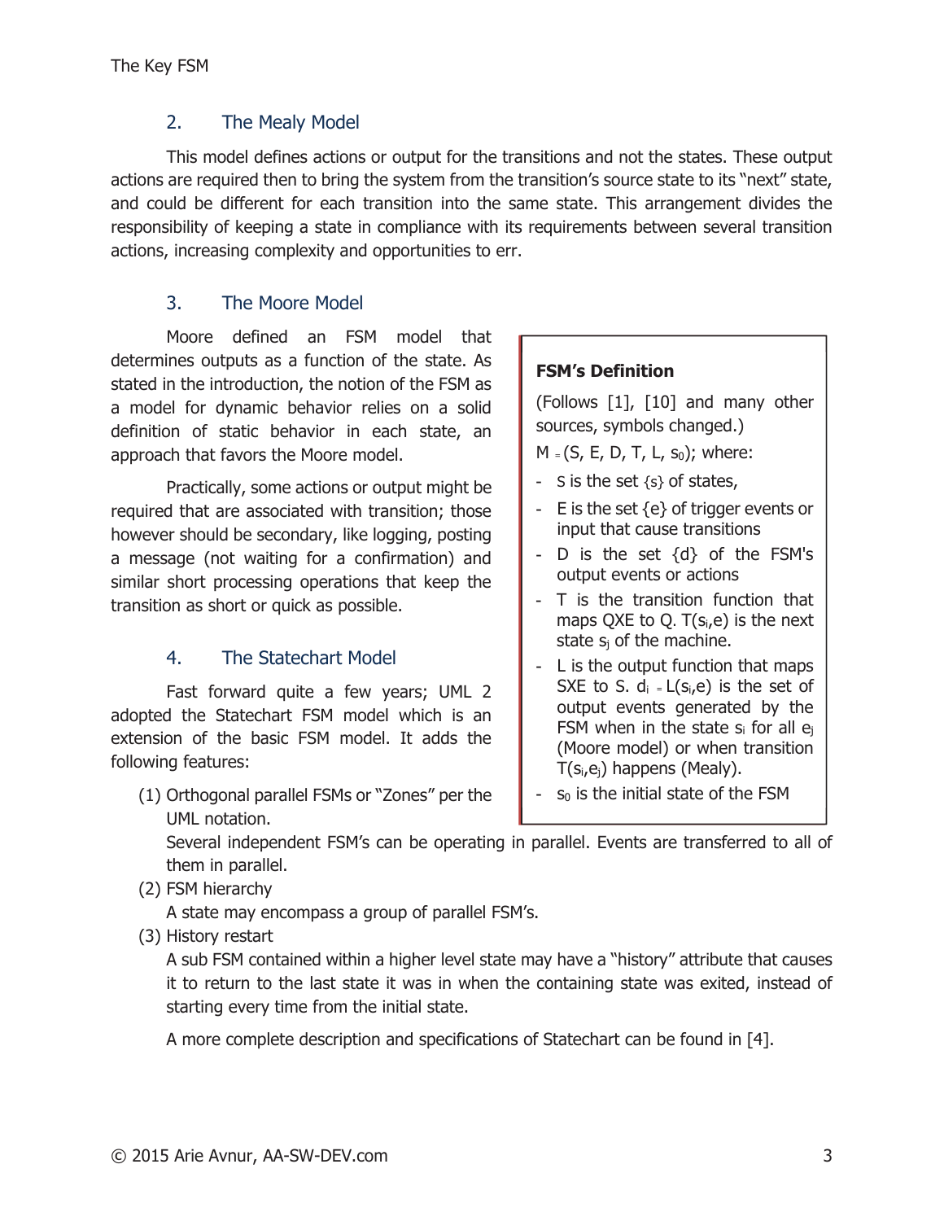## 2. The Mealy Model

This model defines actions or output for the transitions and not the states. These output actions are required then to bring the system from the transition's source state to its "next" state, and could be different for each transition into the same state. This arrangement divides the responsibility of keeping a state in compliance with its requirements between several transition actions, increasing complexity and opportunities to err.

## 3. The Moore Model

Moore defined an FSM model that determines outputs as a function of the state. As stated in the introduction, the notion of the FSM as a model for dynamic behavior relies on a solid definition of static behavior in each state, an approach that favors the Moore model.

Practically, some actions or output might be required that are associated with transition; those however should be secondary, like logging, posting a message (not waiting for a confirmation) and similar short processing operations that keep the transition as short or quick as possible.

**FSM's Definition**

(Follows [1], [10] and many other sources, symbols changed.)

$M = (S, E, D, T, L, s_0)$; where:

- S is the set {s} of states,
- E is the set {e} of trigger events or input that cause transitions
- D is the set {d} of the FSM's output events or actions
- T is the transition function that maps QXE to Q. $T(s_i,e)$ is the next state $s_j$ of the machine.
- L is the output function that maps SXE to S. $d_i = L(s_i,e)$ is the set of output events generated by the FSM when in the state $s_i$ for all $e_j$ (Moore model) or when transition $T(s_i,e_j)$ happens (Mealy).
- $s_0$ is the initial state of the FSM

## 4. The Statechart Model

Fast forward quite a few years; UML 2 adopted the Statechart FSM model which is an extension of the basic FSM model. It adds the following features:

(1) Orthogonal parallel FSMs or "Zones" per the UML notation.
    Several independent FSM's can be operating in parallel. Events are transferred to all of them in parallel.
(2) FSM hierarchy
    A state may encompass a group of parallel FSM's.
(3) History restart
    A sub FSM contained within a higher level state may have a "history" attribute that causes it to return to the last state it was in when the containing state was exited, instead of starting every time from the initial state.

A more complete description and specifications of Statechart can be found in [4].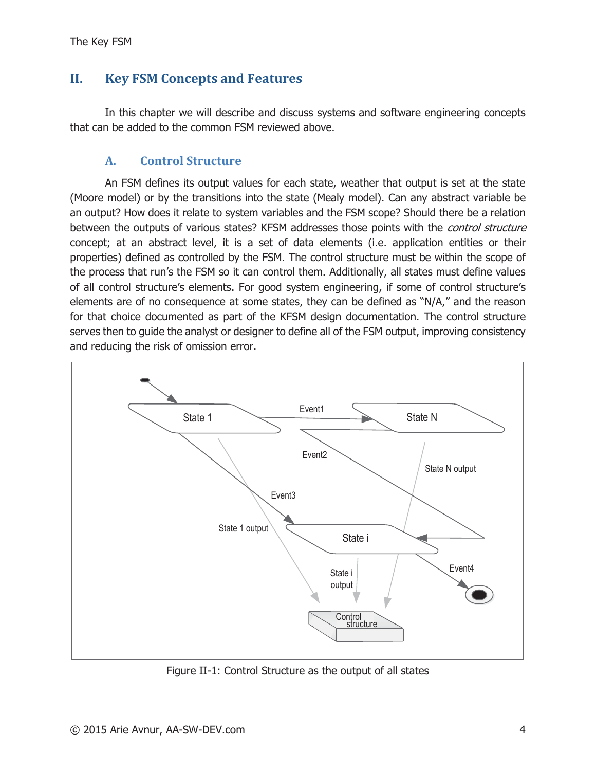## II. Key FSM Concepts and Features

In this chapter we will describe and discuss systems and software engineering concepts that can be added to the common FSM reviewed above.

### A. Control Structure

An FSM defines its output values for each state, weather that output is set at the state (Moore model) or by the transitions into the state (Mealy model). Can any abstract variable be an output? How does it relate to system variables and the FSM scope? Should there be a relation between the outputs of various states? KFSM addresses those points with the *control structure* concept; at an abstract level, it is a set of data elements (i.e. application entities or their properties) defined as controlled by the FSM. The control structure must be within the scope of the process that run's the FSM so it can control them. Additionally, all states must define values of all control structure's elements. For good system engineering, if some of control structure's elements are of no consequence at some states, they can be defined as "N/A," and the reason for that choice documented as part of the KFSM design documentation. The control structure serves then to guide the analyst or designer to define all of the FSM output, improving consistency and reducing the risk of omission error.

Figure II-1: Control Structure as the output of all states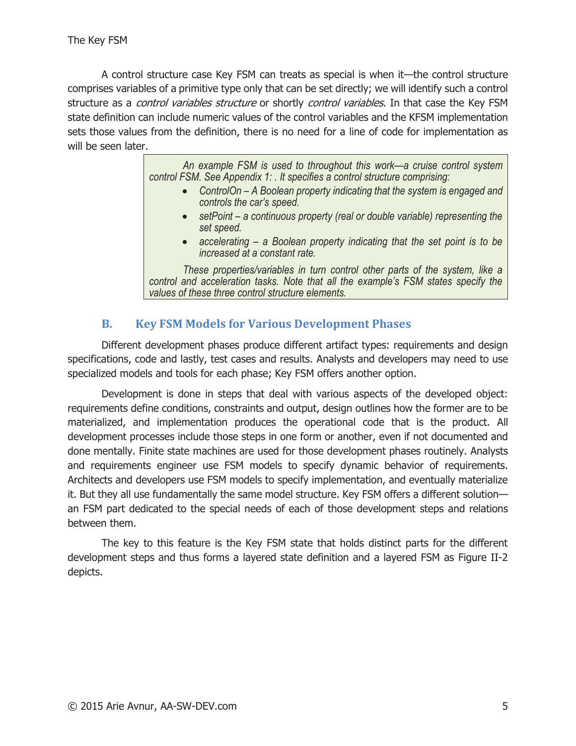A control structure case Key FSM can treats as special is when it—the control structure comprises variables of a primitive type only that can be set directly; we will identify such a control structure as a *control variables structure* or shortly *control variables*. In that case the Key FSM state definition can include numeric values of the control variables and the KFSM implementation sets those values from the definition, there is no need for a line of code for implementation as will be seen later.

> *An example FSM is used to throughout this work—a cruise control system control FSM. See Appendix 1: . It specifies a control structure comprising:*
>
> - *ControlOn – A Boolean property indicating that the system is engaged and controls the car's speed.*
> - *setPoint – a continuous property (real or double variable) representing the set speed.*
> - *accelerating – a Boolean property indicating that the set point is to be increased at a constant rate.*
>
> *These properties/variables in turn control other parts of the system, like a control and acceleration tasks. Note that all the example's FSM states specify the values of these three control structure elements.*

## B. Key FSM Models for Various Development Phases

Different development phases produce different artifact types: requirements and design specifications, code and lastly, test cases and results. Analysts and developers may need to use specialized models and tools for each phase; Key FSM offers another option.

Development is done in steps that deal with various aspects of the developed object: requirements define conditions, constraints and output, design outlines how the former are to be materialized, and implementation produces the operational code that is the product. All development processes include those steps in one form or another, even if not documented and done mentally. Finite state machines are used for those development phases routinely. Analysts and requirements engineer use FSM models to specify dynamic behavior of requirements. Architects and developers use FSM models to specify implementation, and eventually materialize it. But they all use fundamentally the same model structure. Key FSM offers a different solution—an FSM part dedicated to the special needs of each of those development steps and relations between them.

The key to this feature is the Key FSM state that holds distinct parts for the different development steps and thus forms a layered state definition and a layered FSM as Figure II-2 depicts.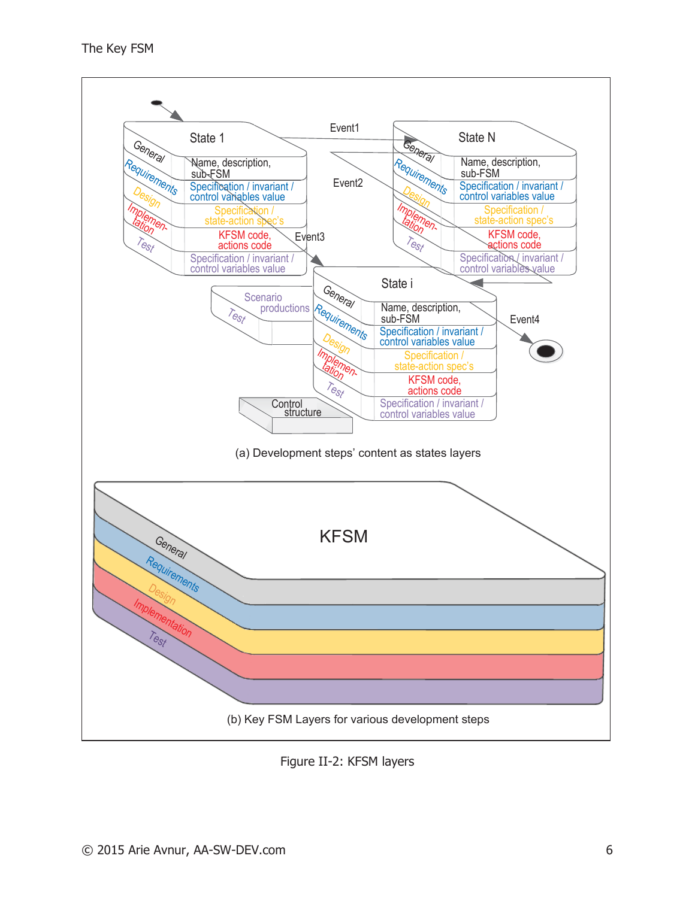(a) Development steps' content as states layers

(b) Key FSM Layers for various development steps

Figure II-2: KFSM layers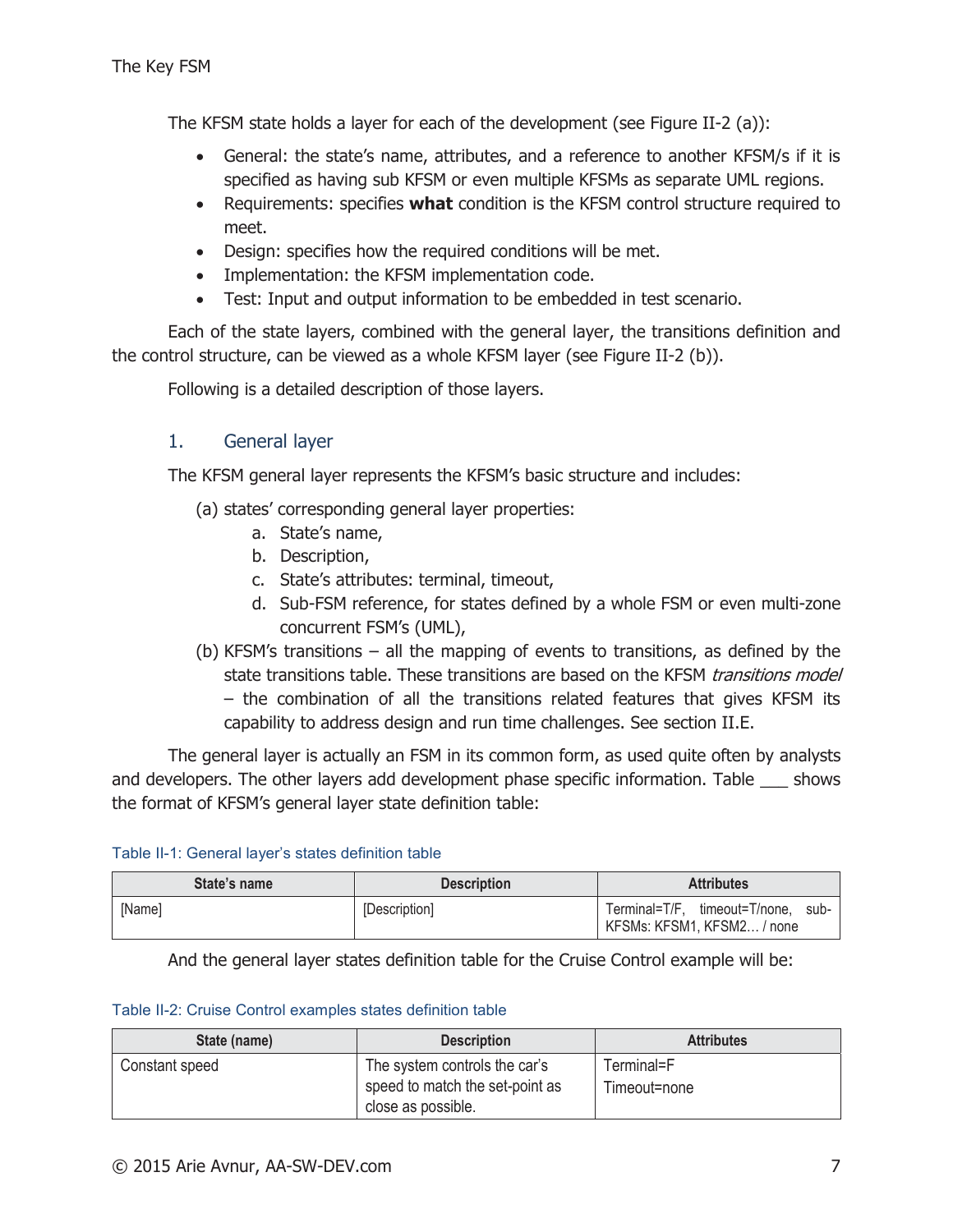The KFSM state holds a layer for each of the development (see Figure II-2 (a)):

- General: the state's name, attributes, and a reference to another KFSM/s if it is specified as having sub KFSM or even multiple KFSMs as separate UML regions.
- Requirements: specifies **what** condition is the KFSM control structure required to meet.
- Design: specifies how the required conditions will be met.
- Implementation: the KFSM implementation code.
- Test: Input and output information to be embedded in test scenario.

Each of the state layers, combined with the general layer, the transitions definition and the control structure, can be viewed as a whole KFSM layer (see Figure II-2 (b)).

Following is a detailed description of those layers.

## 1. General layer

The KFSM general layer represents the KFSM's basic structure and includes:

(a) states' corresponding general layer properties:
  a. State's name,
  b. Description,
  c. State's attributes: terminal, timeout,
  d. Sub-FSM reference, for states defined by a whole FSM or even multi-zone concurrent FSM's (UML),

(b) KFSM's transitions – all the mapping of events to transitions, as defined by the state transitions table. These transitions are based on the KFSM *transitions model* – the combination of all the transitions related features that gives KFSM its capability to address design and run time challenges. See section II.E.

The general layer is actually an FSM in its common form, as used quite often by analysts and developers. The other layers add development phase specific information. Table ___ shows the format of KFSM's general layer state definition table:

Table II-1: General layer's states definition table

| State's name | Description | Attributes |
|---|---|---|
| [Name] | [Description] | Terminal=T/F, timeout=T/none, sub-KFSMs: KFSM1, KFSM2… / none |

And the general layer states definition table for the Cruise Control example will be:

Table II-2: Cruise Control examples states definition table

| State (name) | Description | Attributes |
|---|---|---|
| Constant speed | The system controls the car's speed to match the set-point as close as possible. | Terminal=F<br>Timeout=none |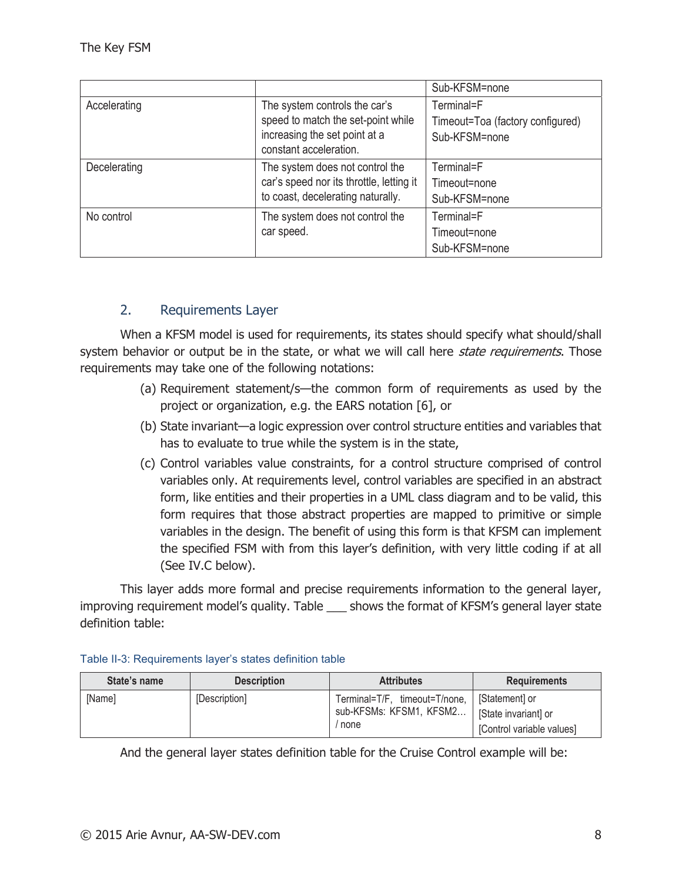| | | Sub-KFSM=none |
|---|---|---|
| Accelerating | The system controls the car's speed to match the set-point while increasing the set point at a constant acceleration. | Terminal=F<br>Timeout=Toa (factory configured)<br>Sub-KFSM=none |
| Decelerating | The system does not control the car's speed nor its throttle, letting it to coast, decelerating naturally. | Terminal=F<br>Timeout=none<br>Sub-KFSM=none |
| No control | The system does not control the car speed. | Terminal=F<br>Timeout=none<br>Sub-KFSM=none |

## 2. Requirements Layer

When a KFSM model is used for requirements, its states should specify what should/shall system behavior or output be in the state, or what we will call here *state requirements*. Those requirements may take one of the following notations:

(a) Requirement statement/s—the common form of requirements as used by the project or organization, e.g. the EARS notation [6], or

(b) State invariant—a logic expression over control structure entities and variables that has to evaluate to true while the system is in the state,

(c) Control variables value constraints, for a control structure comprised of control variables only. At requirements level, control variables are specified in an abstract form, like entities and their properties in a UML class diagram and to be valid, this form requires that those abstract properties are mapped to primitive or simple variables in the design. The benefit of using this form is that KFSM can implement the specified FSM with from this layer's definition, with very little coding if at all (See IV.C below).

This layer adds more formal and precise requirements information to the general layer, improving requirement model's quality. Table ___ shows the format of KFSM's general layer state definition table:

Table II-3: Requirements layer's states definition table

| State's name | Description | Attributes | Requirements |
|---|---|---|---|
| [Name] | [Description] | Terminal=T/F, timeout=T/none, sub-KFSMs: KFSM1, KFSM2… / none | [Statement] or<br>[State invariant] or<br>[Control variable values] |

And the general layer states definition table for the Cruise Control example will be: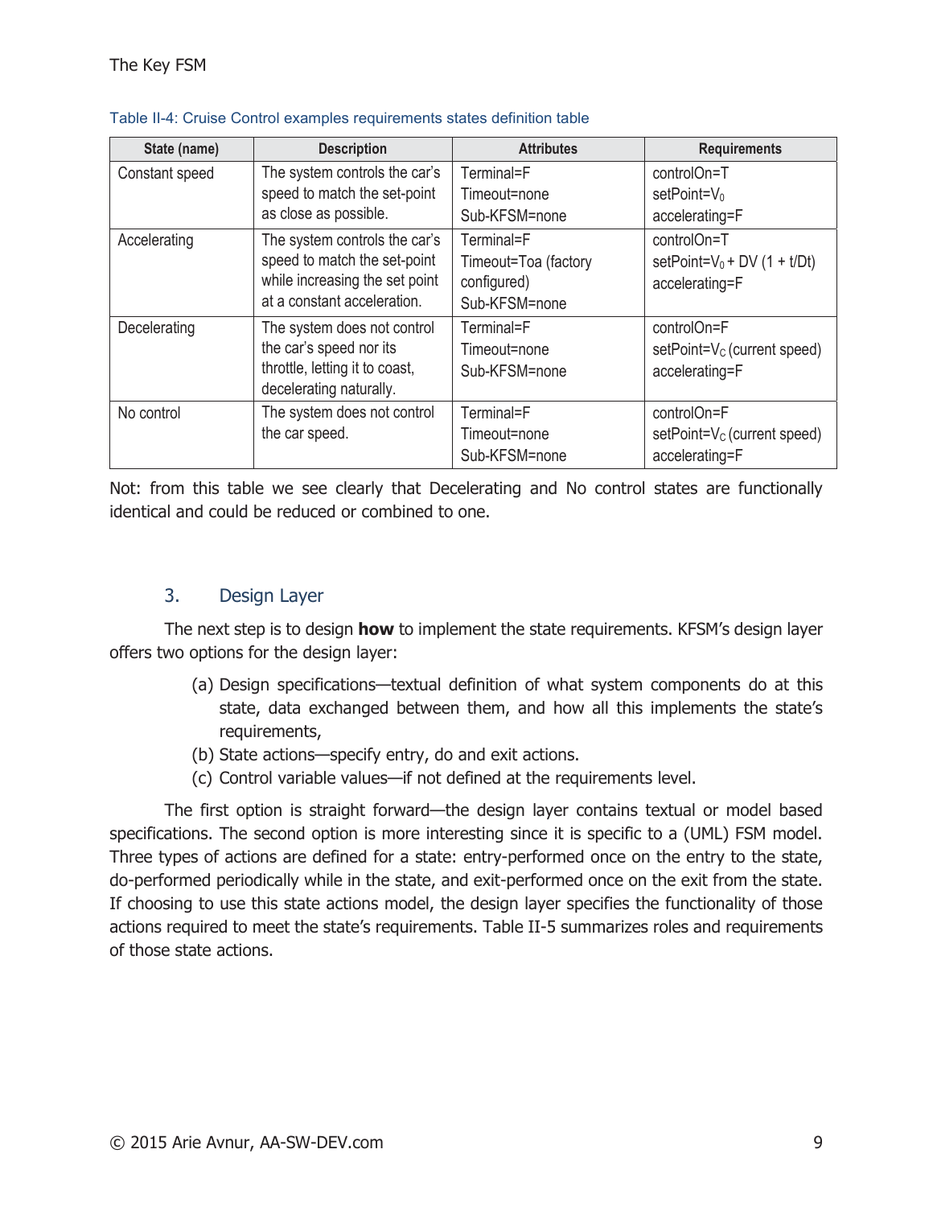Table II-4: Cruise Control examples requirements states definition table

| State (name) | Description | Attributes | Requirements |
|---|---|---|---|
| Constant speed | The system controls the car's speed to match the set-point as close as possible. | Terminal=F<br>Timeout=none<br>Sub-KFSM=none | controlOn=T<br>setPoint=$V_0$<br>accelerating=F |
| Accelerating | The system controls the car's speed to match the set-point while increasing the set point at a constant acceleration. | Terminal=F<br>Timeout=Toa (factory configured)<br>Sub-KFSM=none | controlOn=T<br>setPoint=$V_0$ + DV (1 + t/Dt)<br>accelerating=F |
| Decelerating | The system does not control the car's speed nor its throttle, letting it to coast, decelerating naturally. | Terminal=F<br>Timeout=none<br>Sub-KFSM=none | controlOn=F<br>setPoint=$V_C$ (current speed)<br>accelerating=F |
| No control | The system does not control the car speed. | Terminal=F<br>Timeout=none<br>Sub-KFSM=none | controlOn=F<br>setPoint=$V_C$ (current speed)<br>accelerating=F |

Not: from this table we see clearly that Decelerating and No control states are functionally identical and could be reduced or combined to one.

## 3. Design Layer

The next step is to design **how** to implement the state requirements. KFSM's design layer offers two options for the design layer:

(a) Design specifications—textual definition of what system components do at this state, data exchanged between them, and how all this implements the state's requirements,
(b) State actions—specify entry, do and exit actions.
(c) Control variable values—if not defined at the requirements level.

The first option is straight forward—the design layer contains textual or model based specifications. The second option is more interesting since it is specific to a (UML) FSM model. Three types of actions are defined for a state: entry-performed once on the entry to the state, do-performed periodically while in the state, and exit-performed once on the exit from the state. If choosing to use this state actions model, the design layer specifies the functionality of those actions required to meet the state's requirements. Table II-5 summarizes roles and requirements of those state actions.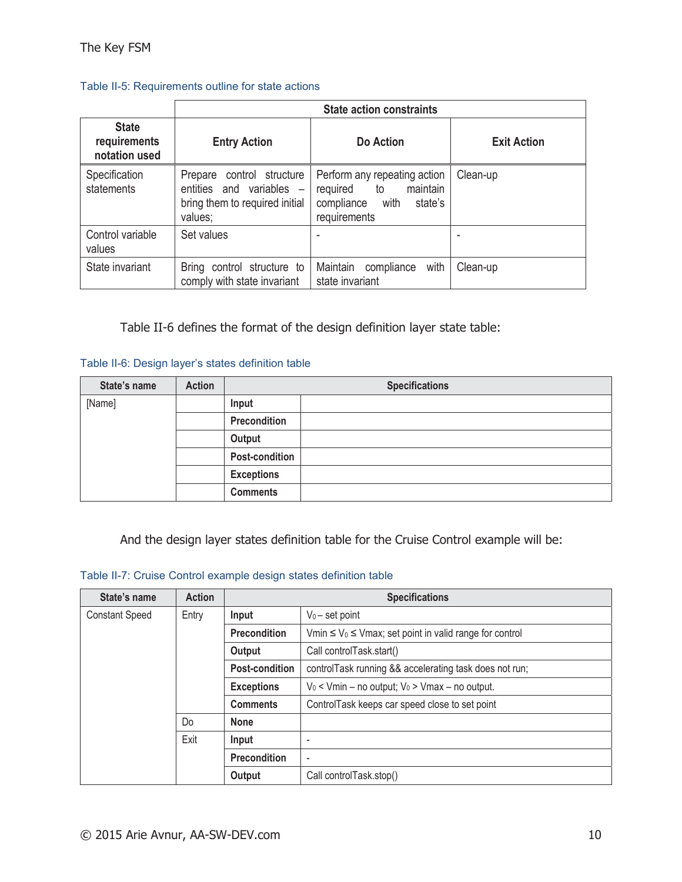Table II-5: Requirements outline for state actions

| | State action constraints | | |
|---|---|---|---|
| **State requirements notation used** | **Entry Action** | **Do Action** | **Exit Action** |
| Specification statements | Prepare control structure entities and variables – bring them to required initial values; | Perform any repeating action required to maintain compliance with state's requirements | Clean-up |
| Control variable values | Set values | - | - |
| State invariant | Bring control structure to comply with state invariant | Maintain compliance with state invariant | Clean-up |

Table II-6 defines the format of the design definition layer state table:

Table II-6: Design layer's states definition table

| State's name | Action | Specifications | |
|---|---|---|---|
| [Name] | | **Input** | |
| | | **Precondition** | |
| | | **Output** | |
| | | **Post-condition** | |
| | | **Exceptions** | |
| | | **Comments** | |

And the design layer states definition table for the Cruise Control example will be:

Table II-7: Cruise Control example design states definition table

| State's name | Action | Specifications | |
|---|---|---|---|
| Constant Speed | Entry | **Input** | $V_0$ – set point |
| | | **Precondition** | Vmin ≤ $V_0$ ≤ Vmax; set point in valid range for control |
| | | **Output** | Call controlTask.start() |
| | | **Post-condition** | controlTask running && accelerating task does not run; |
| | | **Exceptions** | $V_0$ < Vmin – no output; $V_0$ > Vmax – no output. |
| | | **Comments** | ControlTask keeps car speed close to set point |
| | Do | **None** | |
| | Exit | **Input** | - |
| | | **Precondition** | - |
| | | **Output** | Call controlTask.stop() |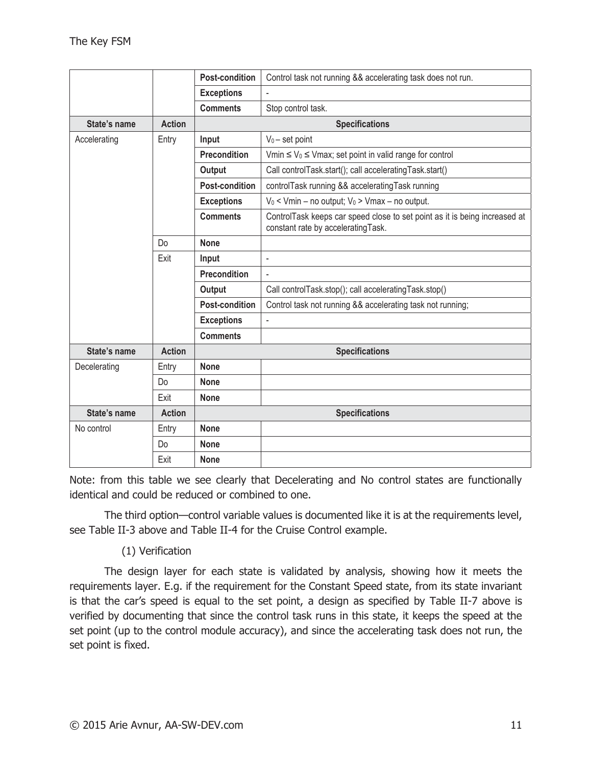| | | | |
|---|---|---|---|
| | | **Post-condition** | Control task not running && accelerating task does not run. |
| | | **Exceptions** | - |
| | | **Comments** | Stop control task. |
| **State's name** | **Action** | **Specifications** | |
| Accelerating | Entry | **Input** | $V_0$ – set point |
| | | **Precondition** | Vmin ≤ $V_0$ ≤ Vmax; set point in valid range for control |
| | | **Output** | Call controlTask.start(); call acceleratingTask.start() |
| | | **Post-condition** | controlTask running && acceleratingTask running |
| | | **Exceptions** | $V_0$ < Vmin – no output; $V_0$ > Vmax – no output. |
| | | **Comments** | ControlTask keeps car speed close to set point as it is being increased at constant rate by acceleratingTask. |
| | Do | **None** | |
| | Exit | **Input** | - |
| | | **Precondition** | - |
| | | **Output** | Call controlTask.stop(); call acceleratingTask.stop() |
| | | **Post-condition** | Control task not running && accelerating task not running; |
| | | **Exceptions** | - |
| | | **Comments** | |
| **State's name** | **Action** | **Specifications** | |
| Decelerating | Entry | **None** | |
| | Do | **None** | |
| | Exit | **None** | |
| **State's name** | **Action** | **Specifications** | |
| No control | Entry | **None** | |
| | Do | **None** | |
| | Exit | **None** | |

Note: from this table we see clearly that Decelerating and No control states are functionally identical and could be reduced or combined to one.

The third option—control variable values is documented like it is at the requirements level, see Table II-3 above and Table II-4 for the Cruise Control example.

(1) Verification

The design layer for each state is validated by analysis, showing how it meets the requirements layer. E.g. if the requirement for the Constant Speed state, from its state invariant is that the car's speed is equal to the set point, a design as specified by Table II-7 above is verified by documenting that since the control task runs in this state, it keeps the speed at the set point (up to the control module accuracy), and since the accelerating task does not run, the set point is fixed.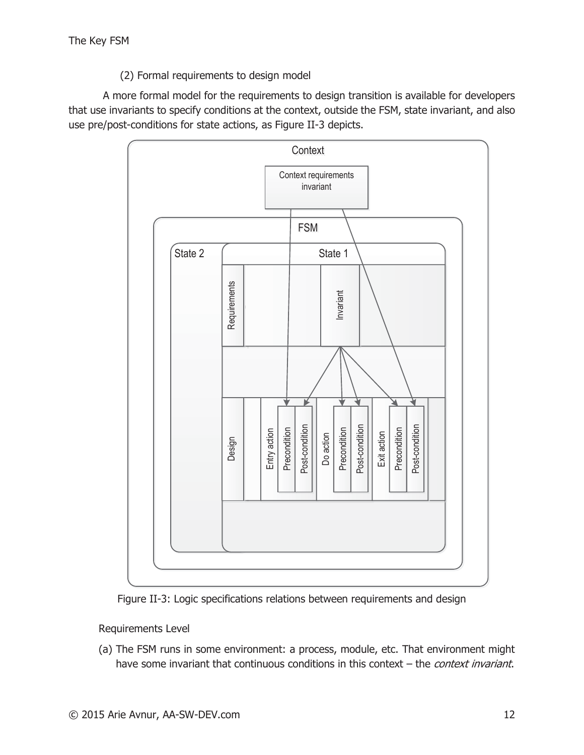(2) Formal requirements to design model

A more formal model for the requirements to design transition is available for developers that use invariants to specify conditions at the context, outside the FSM, state invariant, and also use pre/post-conditions for state actions, as Figure II-3 depicts.

Figure II-3: Logic specifications relations between requirements and design

Requirements Level

(a) The FSM runs in some environment: a process, module, etc. That environment might have some invariant that continuous conditions in this context – the *context invariant*.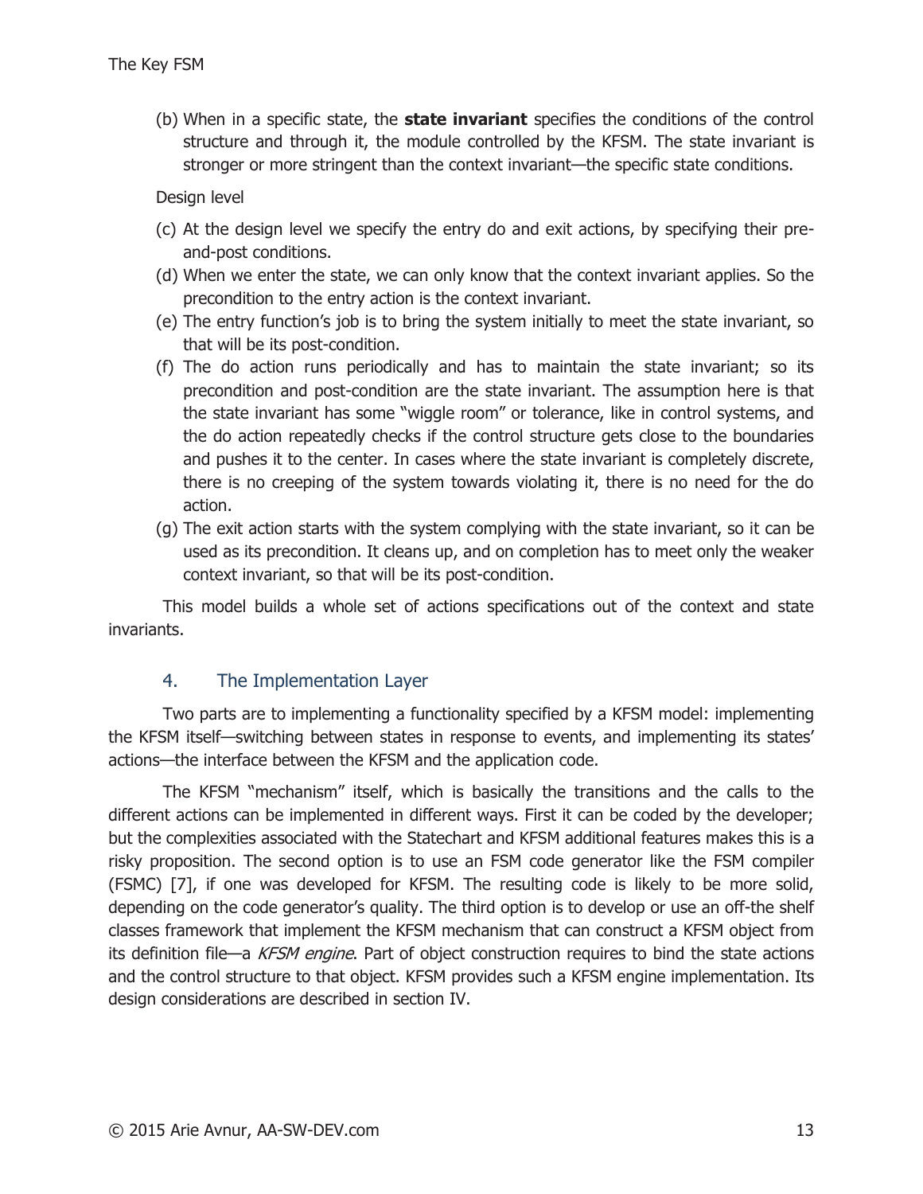(b) When in a specific state, the **state invariant** specifies the conditions of the control structure and through it, the module controlled by the KFSM. The state invariant is stronger or more stringent than the context invariant—the specific state conditions.

Design level

(c) At the design level we specify the entry do and exit actions, by specifying their pre-and-post conditions.

(d) When we enter the state, we can only know that the context invariant applies. So the precondition to the entry action is the context invariant.

(e) The entry function's job is to bring the system initially to meet the state invariant, so that will be its post-condition.

(f) The do action runs periodically and has to maintain the state invariant; so its precondition and post-condition are the state invariant. The assumption here is that the state invariant has some "wiggle room" or tolerance, like in control systems, and the do action repeatedly checks if the control structure gets close to the boundaries and pushes it to the center. In cases where the state invariant is completely discrete, there is no creeping of the system towards violating it, there is no need for the do action.

(g) The exit action starts with the system complying with the state invariant, so it can be used as its precondition. It cleans up, and on completion has to meet only the weaker context invariant, so that will be its post-condition.

This model builds a whole set of actions specifications out of the context and state invariants.

## 4. The Implementation Layer

Two parts are to implementing a functionality specified by a KFSM model: implementing the KFSM itself—switching between states in response to events, and implementing its states' actions—the interface between the KFSM and the application code.

The KFSM "mechanism" itself, which is basically the transitions and the calls to the different actions can be implemented in different ways. First it can be coded by the developer; but the complexities associated with the Statechart and KFSM additional features makes this is a risky proposition. The second option is to use an FSM code generator like the FSM compiler (FSMC) [7], if one was developed for KFSM. The resulting code is likely to be more solid, depending on the code generator's quality. The third option is to develop or use an off-the shelf classes framework that implement the KFSM mechanism that can construct a KFSM object from its definition file—a *KFSM engine*. Part of object construction requires to bind the state actions and the control structure to that object. KFSM provides such a KFSM engine implementation. Its design considerations are described in section IV.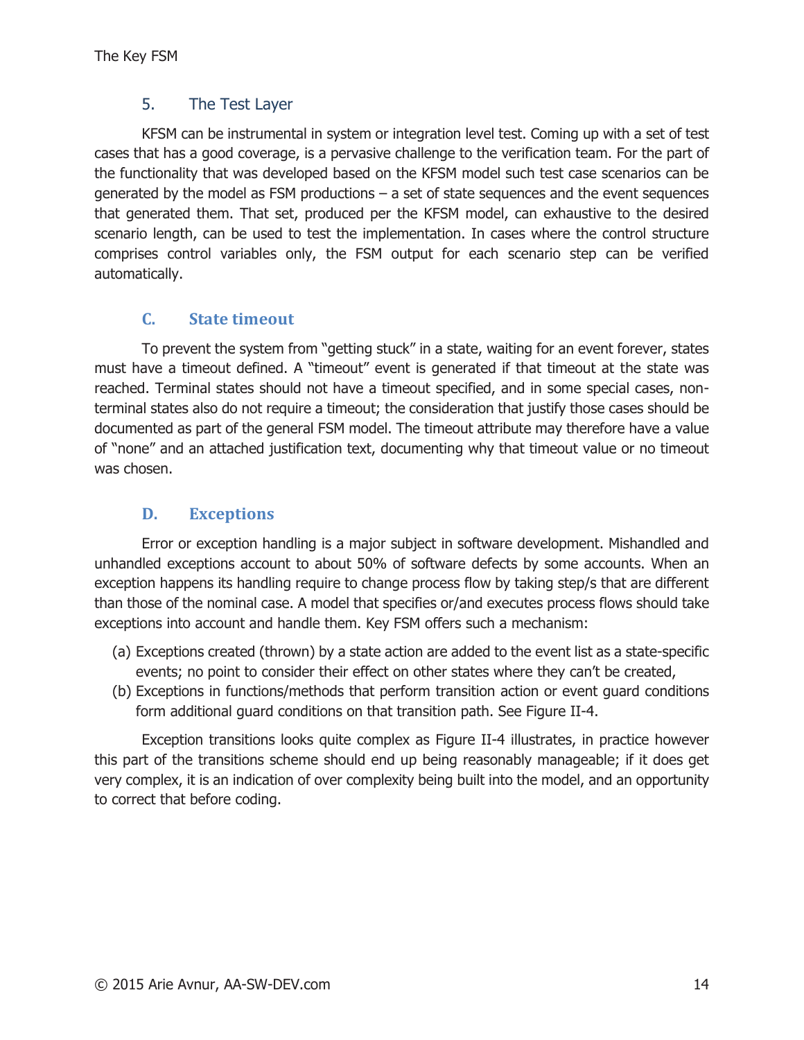### 5. The Test Layer

KFSM can be instrumental in system or integration level test. Coming up with a set of test cases that has a good coverage, is a pervasive challenge to the verification team. For the part of the functionality that was developed based on the KFSM model such test case scenarios can be generated by the model as FSM productions – a set of state sequences and the event sequences that generated them. That set, produced per the KFSM model, can exhaustive to the desired scenario length, can be used to test the implementation. In cases where the control structure comprises control variables only, the FSM output for each scenario step can be verified automatically.

## C. State timeout

To prevent the system from "getting stuck" in a state, waiting for an event forever, states must have a timeout defined. A "timeout" event is generated if that timeout at the state was reached. Terminal states should not have a timeout specified, and in some special cases, non-terminal states also do not require a timeout; the consideration that justify those cases should be documented as part of the general FSM model. The timeout attribute may therefore have a value of "none" and an attached justification text, documenting why that timeout value or no timeout was chosen.

## D. Exceptions

Error or exception handling is a major subject in software development. Mishandled and unhandled exceptions account to about 50% of software defects by some accounts. When an exception happens its handling require to change process flow by taking step/s that are different than those of the nominal case. A model that specifies or/and executes process flows should take exceptions into account and handle them. Key FSM offers such a mechanism:

(a) Exceptions created (thrown) by a state action are added to the event list as a state-specific events; no point to consider their effect on other states where they can't be created,

(b) Exceptions in functions/methods that perform transition action or event guard conditions form additional guard conditions on that transition path. See Figure II-4.

Exception transitions looks quite complex as Figure II-4 illustrates, in practice however this part of the transitions scheme should end up being reasonably manageable; if it does get very complex, it is an indication of over complexity being built into the model, and an opportunity to correct that before coding.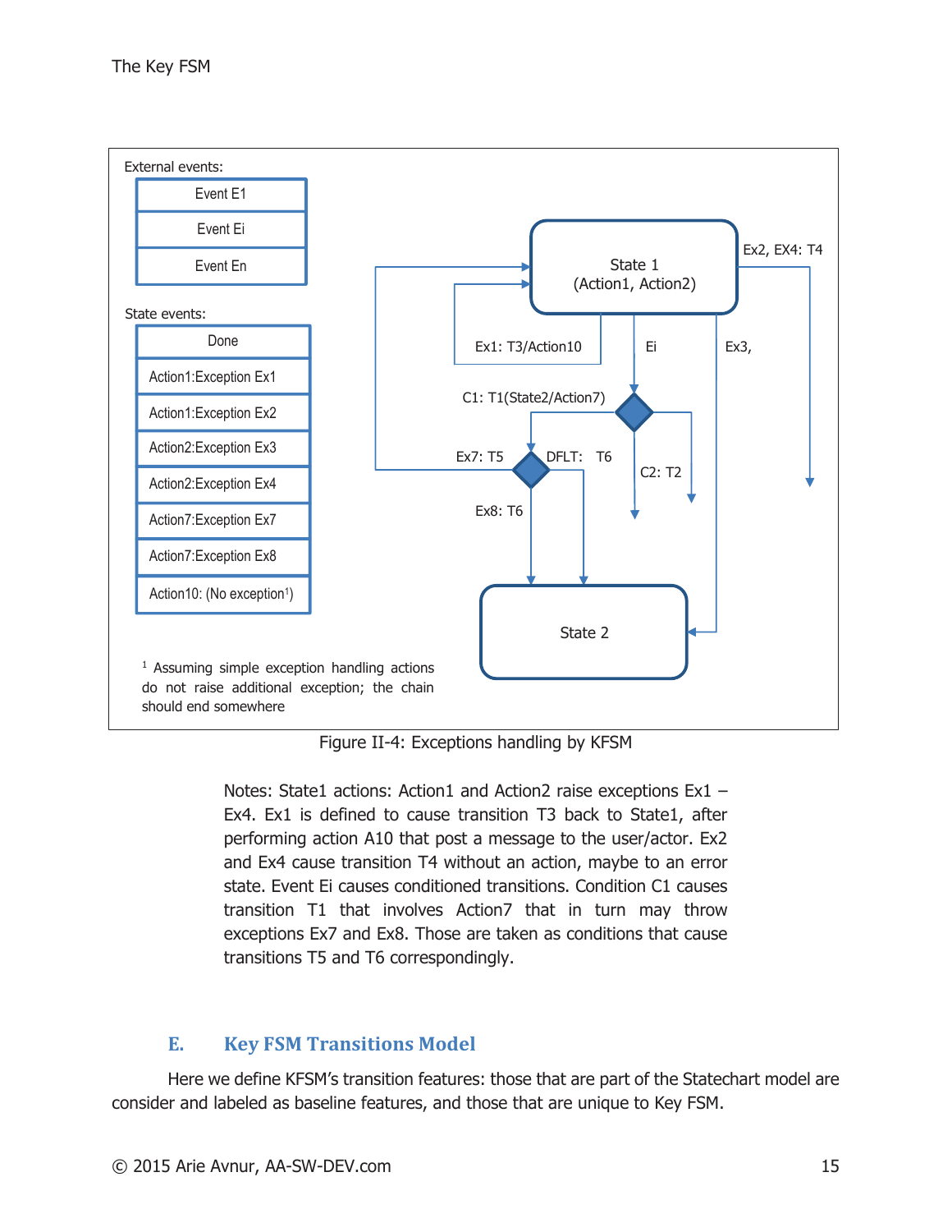External events:

| Event E1 |
|---|
| Event Ei |
| Event En |

State events:

| Done |
|---|
| Action1:Exception Ex1 |
| Action1:Exception Ex2 |
| Action2:Exception Ex3 |
| Action2:Exception Ex4 |
| Action7:Exception Ex7 |
| Action7:Exception Ex8 |
| Action10: (No exception[1]) |

State 1 (Action1, Action2)

Ex2, EX4: T4

Ex1: T3/Action10

Ei

Ex3,

C1: T1(State2/Action7)

Ex7: T5

DFLT: T6

C2: T2

Ex8: T6

State 2

[1] Assuming simple exception handling actions do not raise additional exception; the chain should end somewhere

Figure II-4: Exceptions handling by KFSM

Notes: State1 actions: Action1 and Action2 raise exceptions Ex1 – Ex4. Ex1 is defined to cause transition T3 back to State1, after performing action A10 that post a message to the user/actor. Ex2 and Ex4 cause transition T4 without an action, maybe to an error state. Event Ei causes conditioned transitions. Condition C1 causes transition T1 that involves Action7 that in turn may throw exceptions Ex7 and Ex8. Those are taken as conditions that cause transitions T5 and T6 correspondingly.

## E. Key FSM Transitions Model

Here we define KFSM's transition features: those that are part of the Statechart model are consider and labeled as baseline features, and those that are unique to Key FSM.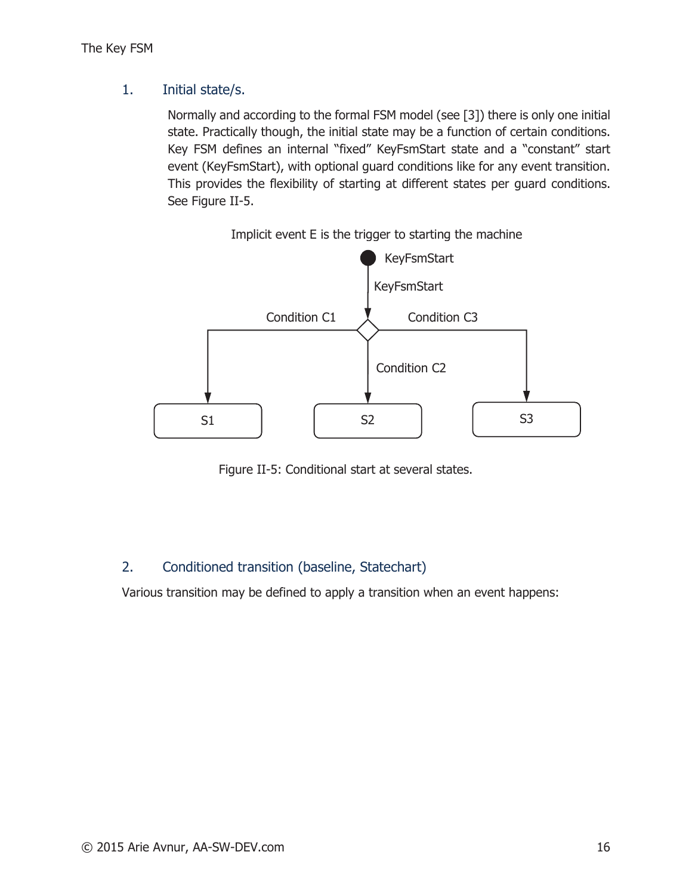## 1. Initial state/s.

Normally and according to the formal FSM model (see [3]) there is only one initial state. Practically though, the initial state may be a function of certain conditions. Key FSM defines an internal "fixed" KeyFsmStart state and a "constant" start event (KeyFsmStart), with optional guard conditions like for any event transition. This provides the flexibility of starting at different states per guard conditions. See Figure II-5.

Implicit event E is the trigger to starting the machine

KeyFsmStart

KeyFsmStart

Condition C1

Condition C3

Condition C2

S1

S2

S3

Figure II-5: Conditional start at several states.

## 2. Conditioned transition (baseline, Statechart)

Various transition may be defined to apply a transition when an event happens: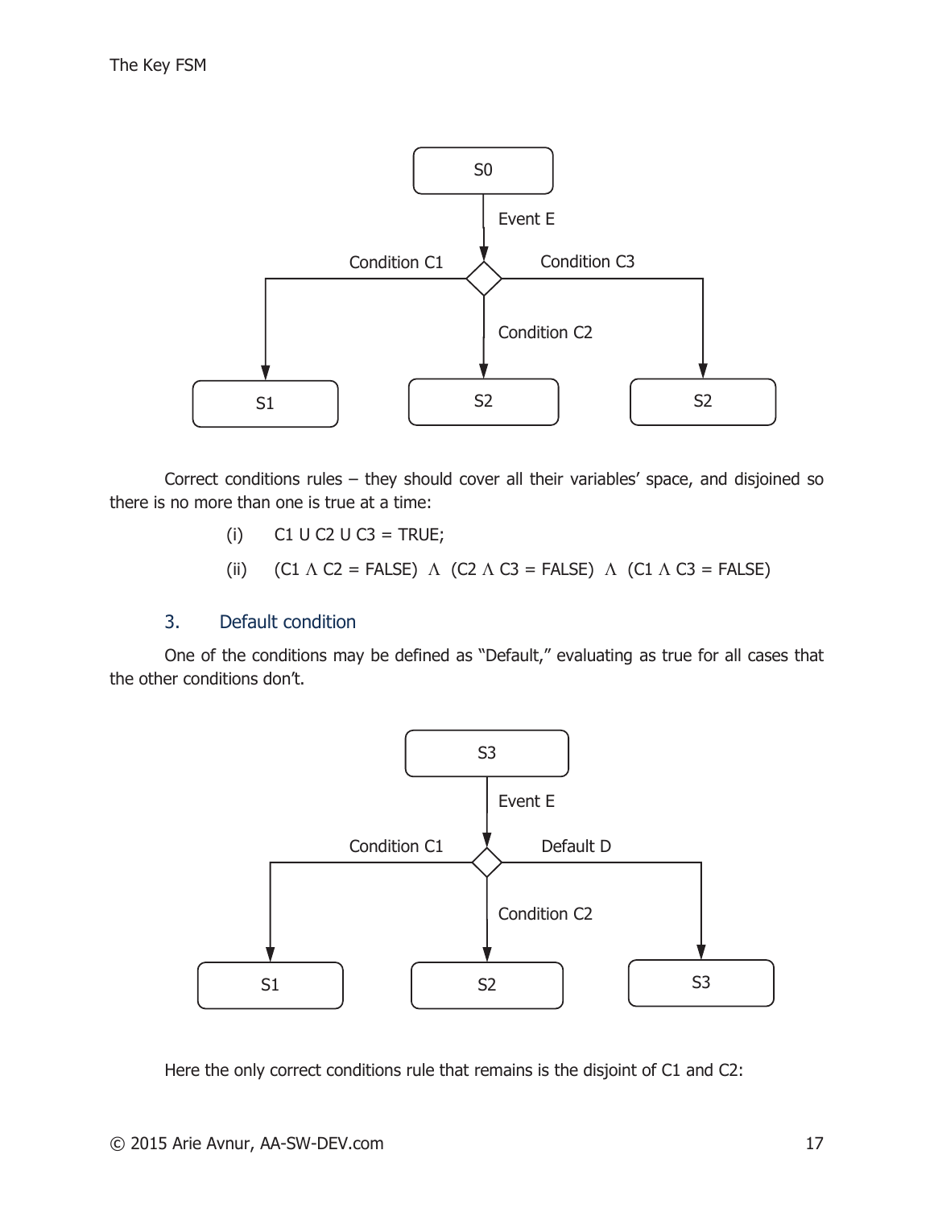Correct conditions rules – they should cover all their variables' space, and disjoined so there is no more than one is true at a time:

(i) C1 U C2 U C3 = TRUE;

(ii) (C1 Λ C2 = FALSE) Λ (C2 Λ C3 = FALSE) Λ (C1 Λ C3 = FALSE)

### 3. Default condition

One of the conditions may be defined as "Default," evaluating as true for all cases that the other conditions don't.

Here the only correct conditions rule that remains is the disjoint of C1 and C2: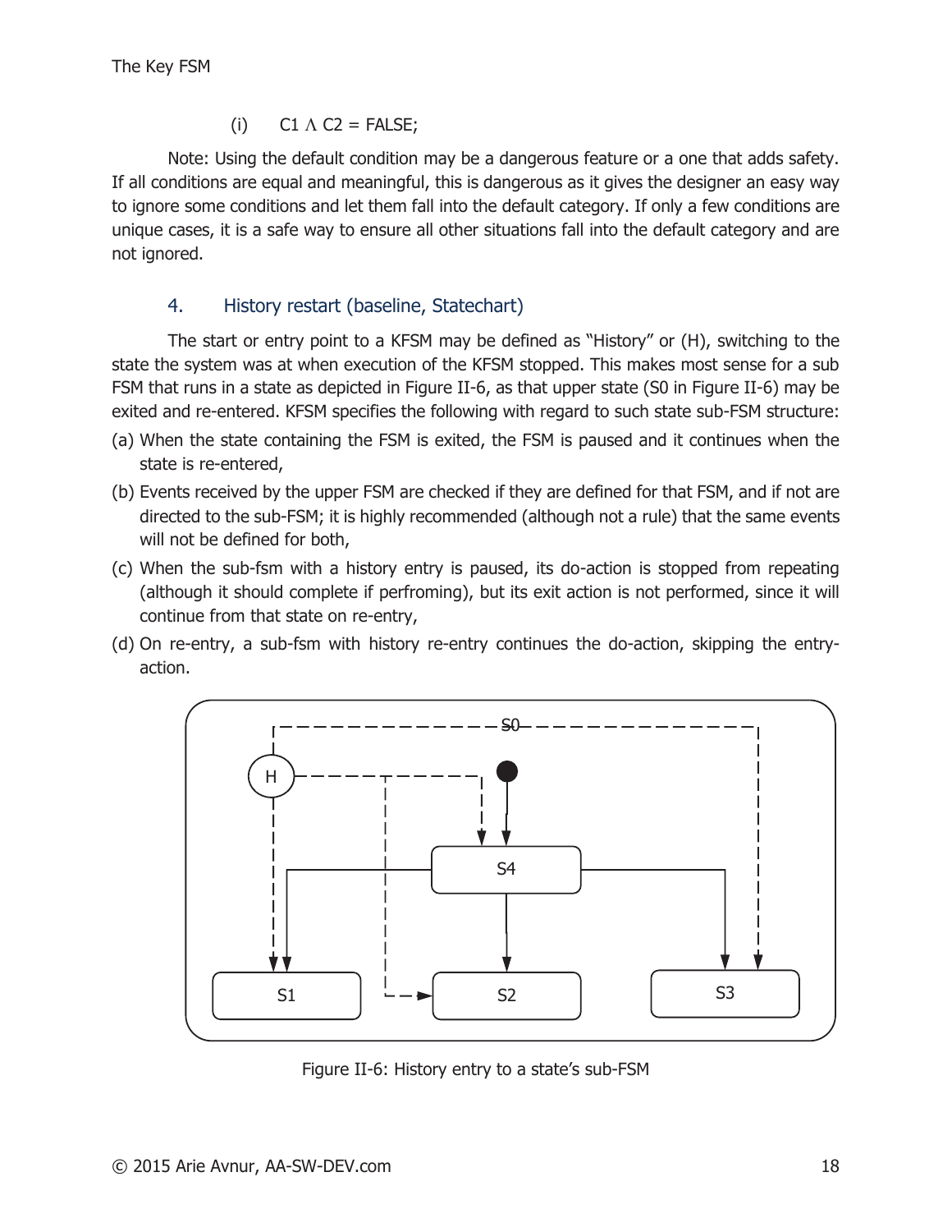(i) $C1 \wedge C2 = FALSE$;

Note: Using the default condition may be a dangerous feature or a one that adds safety. If all conditions are equal and meaningful, this is dangerous as it gives the designer an easy way to ignore some conditions and let them fall into the default category. If only a few conditions are unique cases, it is a safe way to ensure all other situations fall into the default category and are not ignored.

### 4. History restart (baseline, Statechart)

The start or entry point to a KFSM may be defined as "History" or (H), switching to the state the system was at when execution of the KFSM stopped. This makes most sense for a sub FSM that runs in a state as depicted in Figure II-6, as that upper state (S0 in Figure II-6) may be exited and re-entered. KFSM specifies the following with regard to such state sub-FSM structure:

(a) When the state containing the FSM is exited, the FSM is paused and it continues when the state is re-entered,

(b) Events received by the upper FSM are checked if they are defined for that FSM, and if not are directed to the sub-FSM; it is highly recommended (although not a rule) that the same events will not be defined for both,

(c) When the sub-fsm with a history entry is paused, its do-action is stopped from repeating (although it should complete if perfroming), but its exit action is not performed, since it will continue from that state on re-entry,

(d) On re-entry, a sub-fsm with history re-entry continues the do-action, skipping the entry-action.

Figure II-6: History entry to a state's sub-FSM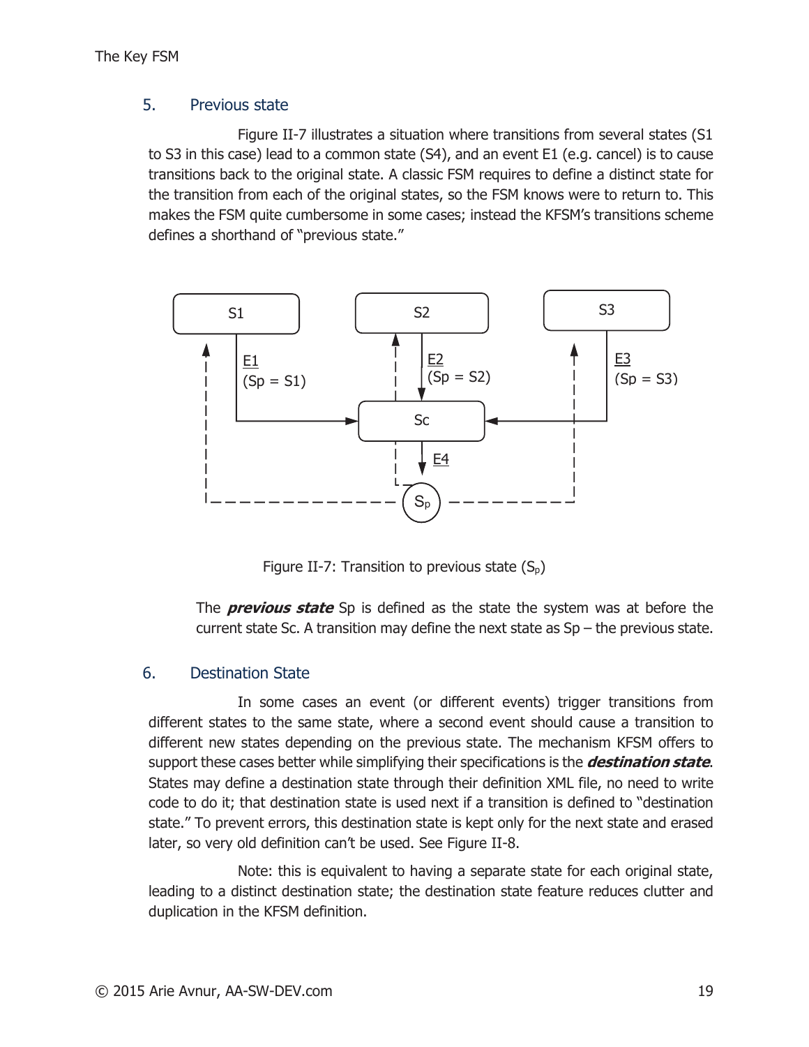## 5. Previous state

Figure II-7 illustrates a situation where transitions from several states (S1 to S3 in this case) lead to a common state (S4), and an event E1 (e.g. cancel) is to cause transitions back to the original state. A classic FSM requires to define a distinct state for the transition from each of the original states, so the FSM knows were to return to. This makes the FSM quite cumbersome in some cases; instead the KFSM's transitions scheme defines a shorthand of "previous state."

Figure II-7: Transition to previous state ($S_p$)

The ***previous state*** Sp is defined as the state the system was at before the current state Sc. A transition may define the next state as Sp – the previous state.

## 6. Destination State

In some cases an event (or different events) trigger transitions from different states to the same state, where a second event should cause a transition to different new states depending on the previous state. The mechanism KFSM offers to support these cases better while simplifying their specifications is the ***destination state***. States may define a destination state through their definition XML file, no need to write code to do it; that destination state is used next if a transition is defined to "destination state." To prevent errors, this destination state is kept only for the next state and erased later, so very old definition can't be used. See Figure II-8.

Note: this is equivalent to having a separate state for each original state, leading to a distinct destination state; the destination state feature reduces clutter and duplication in the KFSM definition.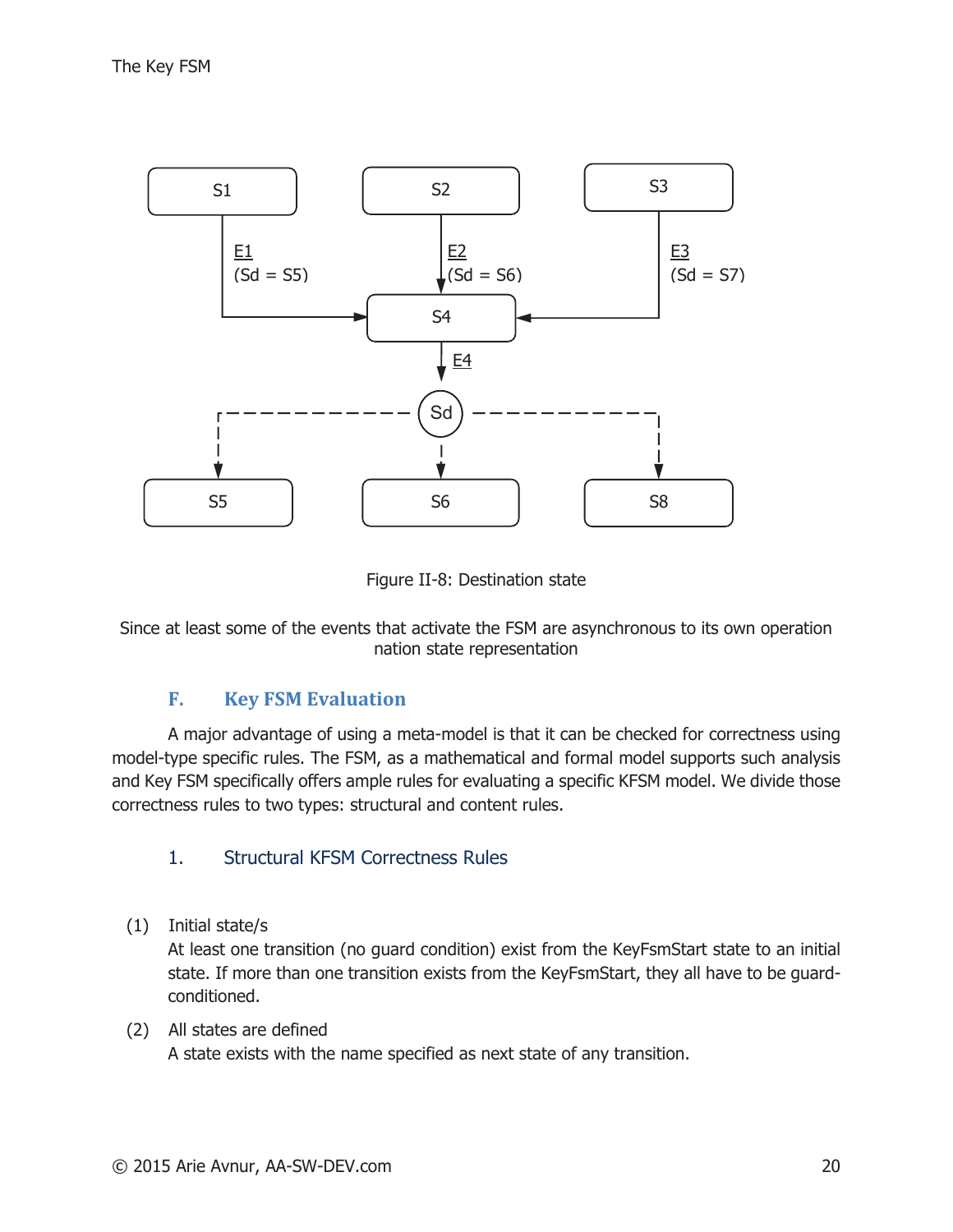Figure II-8: Destination state

Since at least some of the events that activate the FSM are asynchronous to its own operation nation state representation

## F. Key FSM Evaluation

A major advantage of using a meta-model is that it can be checked for correctness using model-type specific rules. The FSM, as a mathematical and formal model supports such analysis and Key FSM specifically offers ample rules for evaluating a specific KFSM model. We divide those correctness rules to two types: structural and content rules.

### 1. Structural KFSM Correctness Rules

(1) Initial state/s
At least one transition (no guard condition) exist from the KeyFsmStart state to an initial state. If more than one transition exists from the KeyFsmStart, they all have to be guard-conditioned.

(2) All states are defined
A state exists with the name specified as next state of any transition.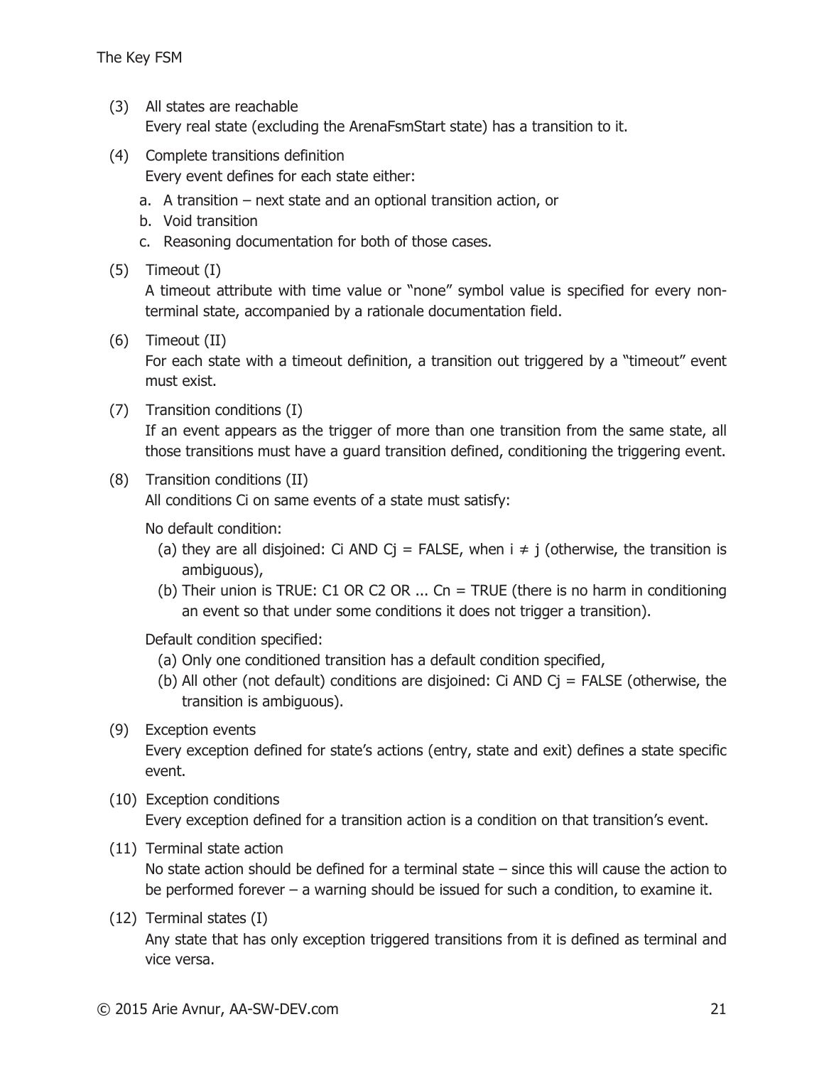(3) All states are reachable
Every real state (excluding the ArenaFsmStart state) has a transition to it.

(4) Complete transitions definition
Every event defines for each state either:

a. A transition – next state and an optional transition action, or
b. Void transition
c. Reasoning documentation for both of those cases.

(5) Timeout (I)
A timeout attribute with time value or "none" symbol value is specified for every non-terminal state, accompanied by a rationale documentation field.

(6) Timeout (II)
For each state with a timeout definition, a transition out triggered by a "timeout" event must exist.

(7) Transition conditions (I)
If an event appears as the trigger of more than one transition from the same state, all those transitions must have a guard transition defined, conditioning the triggering event.

(8) Transition conditions (II)
All conditions Ci on same events of a state must satisfy:

No default condition:

(a) they are all disjoined: Ci AND Cj = FALSE, when i ≠ j (otherwise, the transition is ambiguous),
(b) Their union is TRUE: C1 OR C2 OR ... Cn = TRUE (there is no harm in conditioning an event so that under some conditions it does not trigger a transition).

Default condition specified:

(a) Only one conditioned transition has a default condition specified,
(b) All other (not default) conditions are disjoined: Ci AND Cj = FALSE (otherwise, the transition is ambiguous).

(9) Exception events
Every exception defined for state's actions (entry, state and exit) defines a state specific event.

(10) Exception conditions
Every exception defined for a transition action is a condition on that transition's event.

(11) Terminal state action
No state action should be defined for a terminal state – since this will cause the action to be performed forever – a warning should be issued for such a condition, to examine it.

(12) Terminal states (I)
Any state that has only exception triggered transitions from it is defined as terminal and vice versa.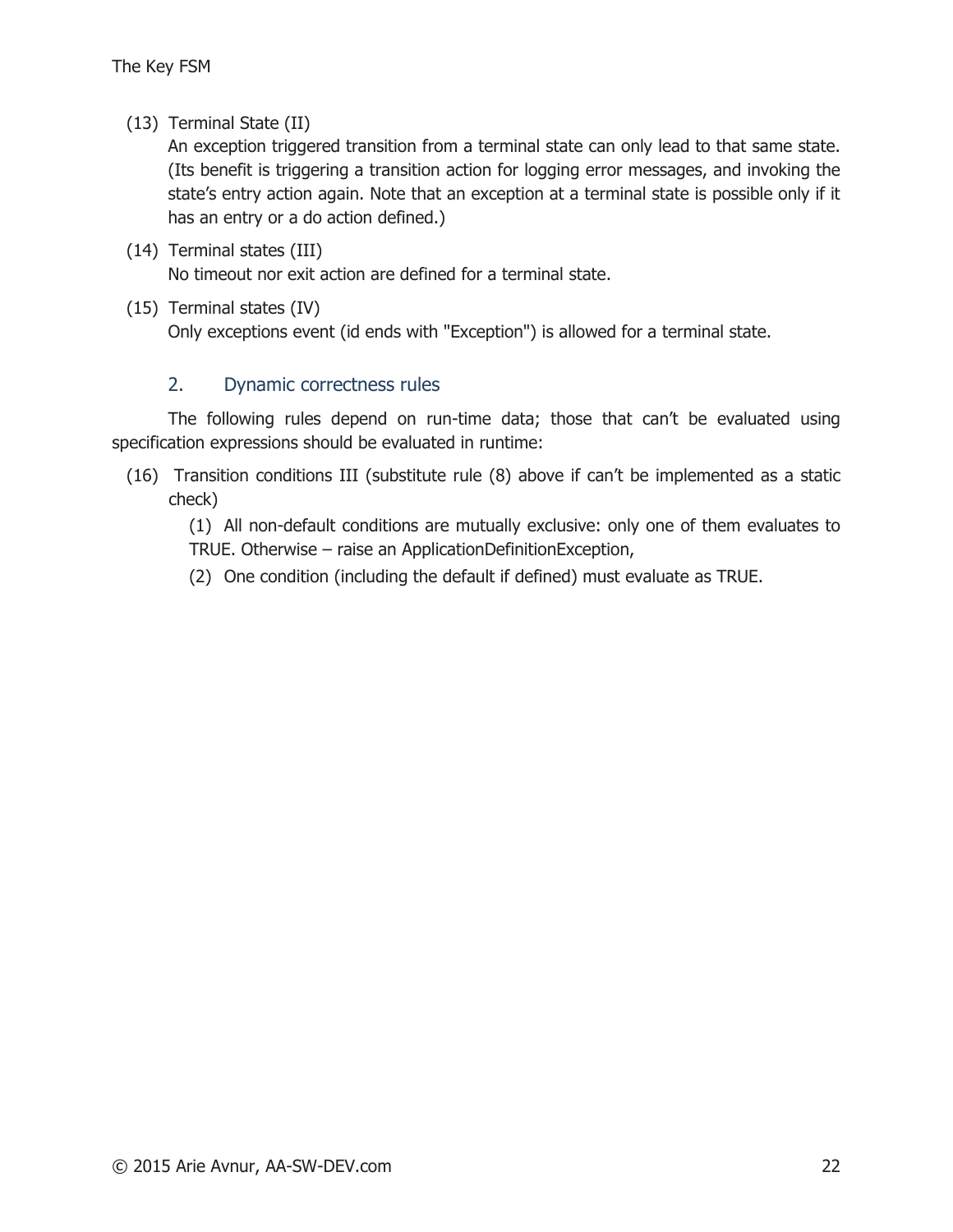(13) Terminal State (II)
An exception triggered transition from a terminal state can only lead to that same state. (Its benefit is triggering a transition action for logging error messages, and invoking the state's entry action again. Note that an exception at a terminal state is possible only if it has an entry or a do action defined.)

(14) Terminal states (III)
No timeout nor exit action are defined for a terminal state.

(15) Terminal states (IV)
Only exceptions event (id ends with "Exception") is allowed for a terminal state.

### 2. Dynamic correctness rules

The following rules depend on run-time data; those that can't be evaluated using specification expressions should be evaluated in runtime:

(16) Transition conditions III (substitute rule (8) above if can't be implemented as a static check)

(1) All non-default conditions are mutually exclusive: only one of them evaluates to TRUE. Otherwise – raise an ApplicationDefinitionException,

(2) One condition (including the default if defined) must evaluate as TRUE.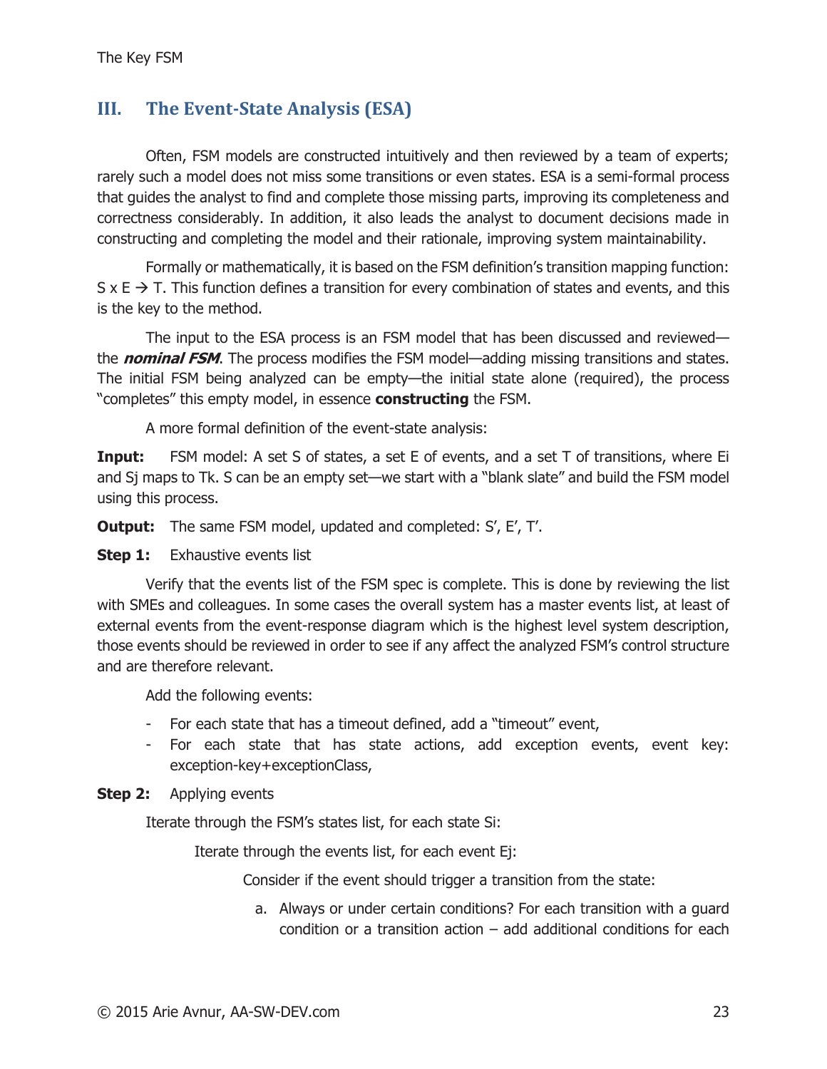## III. The Event-State Analysis (ESA)

Often, FSM models are constructed intuitively and then reviewed by a team of experts; rarely such a model does not miss some transitions or even states. ESA is a semi-formal process that guides the analyst to find and complete those missing parts, improving its completeness and correctness considerably. In addition, it also leads the analyst to document decisions made in constructing and completing the model and their rationale, improving system maintainability.

Formally or mathematically, it is based on the FSM definition's transition mapping function: S x E → T. This function defines a transition for every combination of states and events, and this is the key to the method.

The input to the ESA process is an FSM model that has been discussed and reviewed—the ***nominal FSM***. The process modifies the FSM model—adding missing transitions and states. The initial FSM being analyzed can be empty—the initial state alone (required), the process "completes" this empty model, in essence **constructing** the FSM.

A more formal definition of the event-state analysis:

**Input:** FSM model: A set S of states, a set E of events, and a set T of transitions, where Ei and Sj maps to Tk. S can be an empty set—we start with a "blank slate" and build the FSM model using this process.

**Output:** The same FSM model, updated and completed: S', E', T'.

**Step 1:** Exhaustive events list

Verify that the events list of the FSM spec is complete. This is done by reviewing the list with SMEs and colleagues. In some cases the overall system has a master events list, at least of external events from the event-response diagram which is the highest level system description, those events should be reviewed in order to see if any affect the analyzed FSM's control structure and are therefore relevant.

Add the following events:

- For each state that has a timeout defined, add a "timeout" event,
- For each state that has state actions, add exception events, event key: exception-key+exceptionClass,

**Step 2:** Applying events

Iterate through the FSM's states list, for each state Si:

Iterate through the events list, for each event Ej:

Consider if the event should trigger a transition from the state:

a. Always or under certain conditions? For each transition with a guard condition or a transition action – add additional conditions for each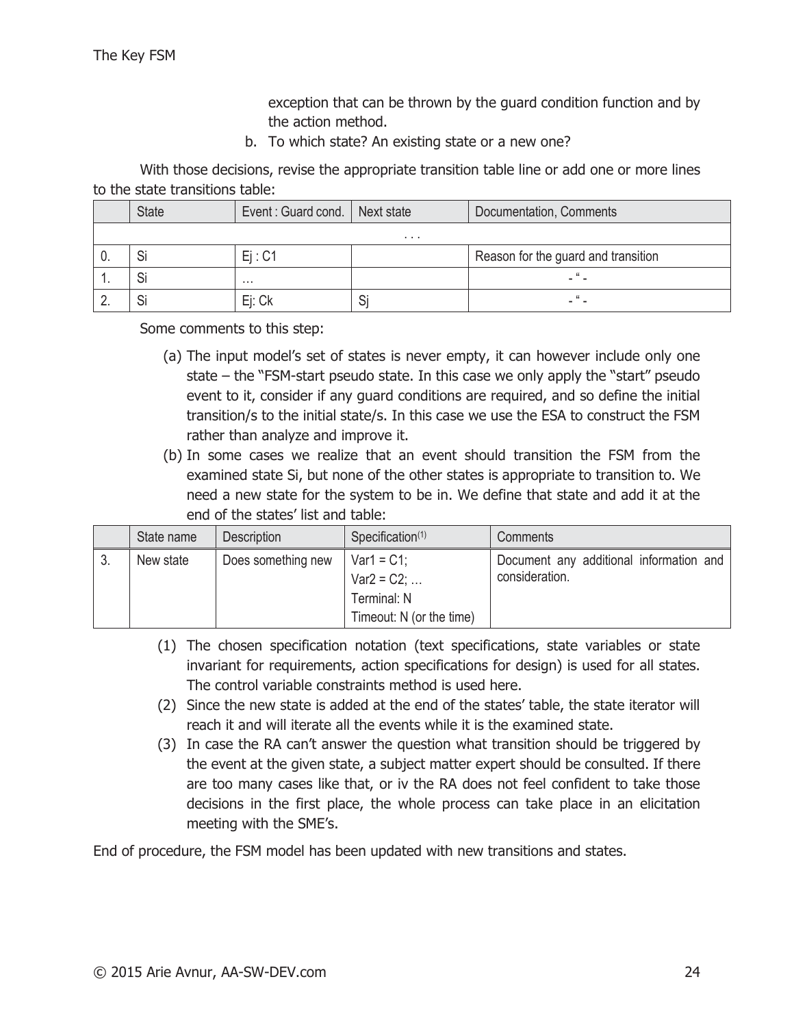exception that can be thrown by the guard condition function and by the action method.

b. To which state? An existing state or a new one?

With those decisions, revise the appropriate transition table line or add one or more lines to the state transitions table:

| | State | Event : Guard cond. | Next state | Documentation, Comments |
|---|---|---|---|---|
| | | . . . | | |
| 0. | Si | Ej : C1 | | Reason for the guard and transition |
| 1. | Si | … | | - " - |
| 2. | Si | Ej: Ck | Sj | - " - |

Some comments to this step:

(a) The input model's set of states is never empty, it can however include only one state – the "FSM-start pseudo state. In this case we only apply the "start" pseudo event to it, consider if any guard conditions are required, and so define the initial transition/s to the initial state/s. In this case we use the ESA to construct the FSM rather than analyze and improve it.

(b) In some cases we realize that an event should transition the FSM from the examined state Si, but none of the other states is appropriate to transition to. We need a new state for the system to be in. We define that state and add it at the end of the states' list and table:

| | State name | Description | Specification(1) | Comments |
|---|---|---|---|---|
| 3. | New state | Does something new | Var1 = C1;<br>Var2 = C2; …<br>Terminal: N<br>Timeout: N (or the time) | Document any additional information and consideration. |

(1) The chosen specification notation (text specifications, state variables or state invariant for requirements, action specifications for design) is used for all states. The control variable constraints method is used here.

(2) Since the new state is added at the end of the states' table, the state iterator will reach it and will iterate all the events while it is the examined state.

(3) In case the RA can't answer the question what transition should be triggered by the event at the given state, a subject matter expert should be consulted. If there are too many cases like that, or iv the RA does not feel confident to take those decisions in the first place, the whole process can take place in an elicitation meeting with the SME's.

End of procedure, the FSM model has been updated with new transitions and states.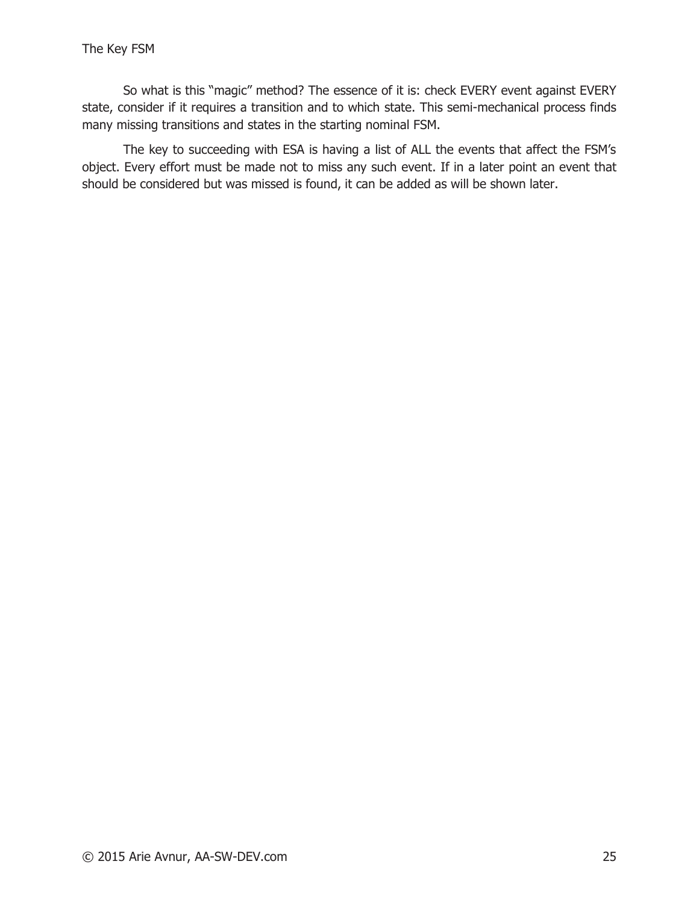So what is this “magic” method? The essence of it is: check EVERY event against EVERY state, consider if it requires a transition and to which state. This semi-mechanical process finds many missing transitions and states in the starting nominal FSM.

The key to succeeding with ESA is having a list of ALL the events that affect the FSM’s object. Every effort must be made not to miss any such event. If in a later point an event that should be considered but was missed is found, it can be added as will be shown later.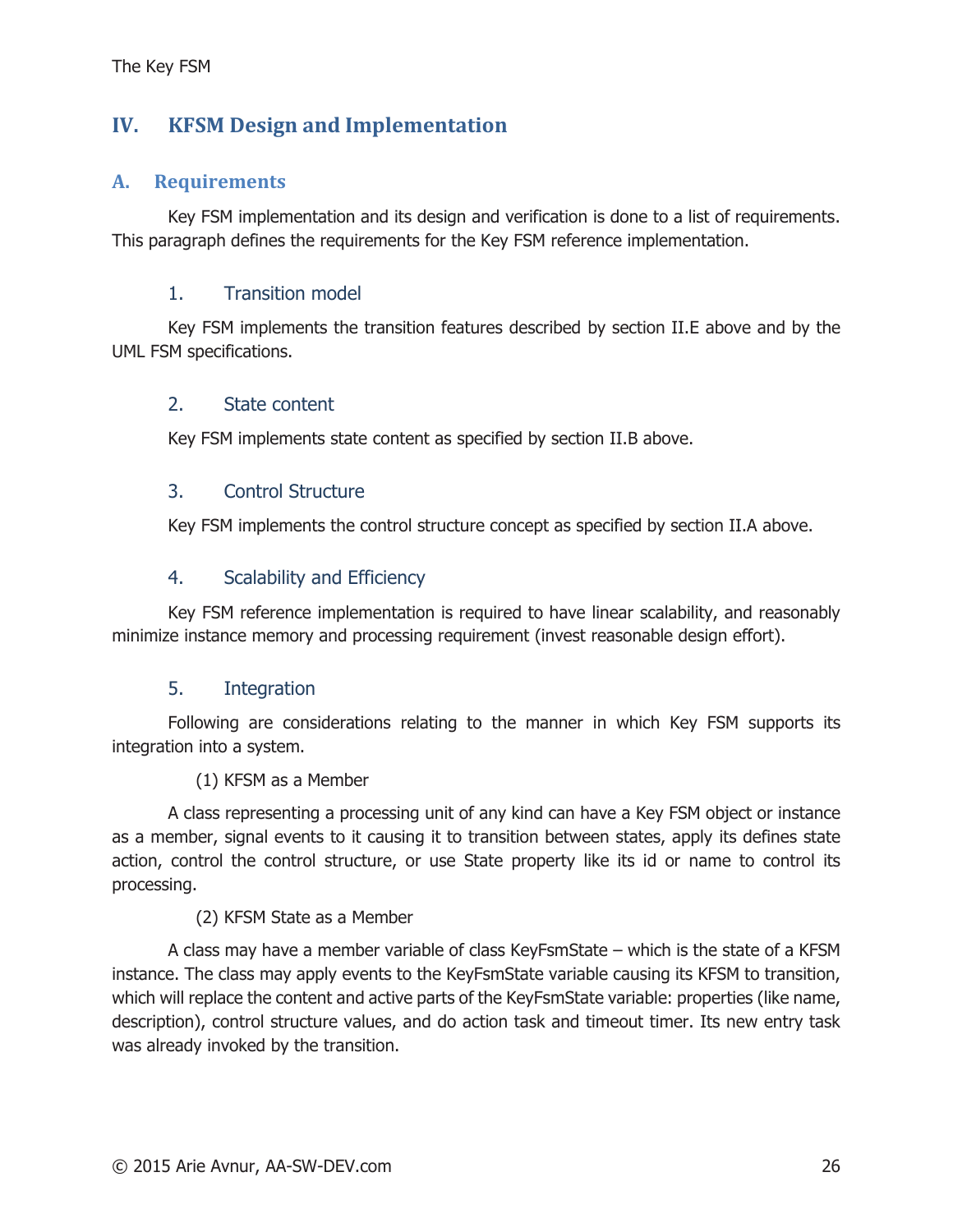# IV. KFSM Design and Implementation

## A. Requirements

Key FSM implementation and its design and verification is done to a list of requirements. This paragraph defines the requirements for the Key FSM reference implementation.

### 1. Transition model

Key FSM implements the transition features described by section II.E above and by the UML FSM specifications.

### 2. State content

Key FSM implements state content as specified by section II.B above.

### 3. Control Structure

Key FSM implements the control structure concept as specified by section II.A above.

### 4. Scalability and Efficiency

Key FSM reference implementation is required to have linear scalability, and reasonably minimize instance memory and processing requirement (invest reasonable design effort).

### 5. Integration

Following are considerations relating to the manner in which Key FSM supports its integration into a system.

(1) KFSM as a Member

A class representing a processing unit of any kind can have a Key FSM object or instance as a member, signal events to it causing it to transition between states, apply its defines state action, control the control structure, or use State property like its id or name to control its processing.

(2) KFSM State as a Member

A class may have a member variable of class KeyFsmState – which is the state of a KFSM instance. The class may apply events to the KeyFsmState variable causing its KFSM to transition, which will replace the content and active parts of the KeyFsmState variable: properties (like name, description), control structure values, and do action task and timeout timer. Its new entry task was already invoked by the transition.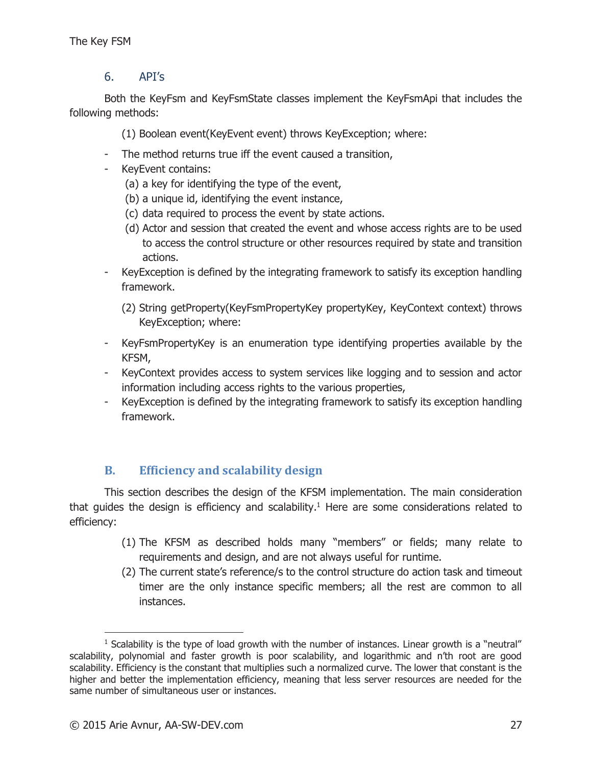### 6. API's

Both the KeyFsm and KeyFsmState classes implement the KeyFsmApi that includes the following methods:

(1) Boolean event(KeyEvent event) throws KeyException; where:

- The method returns true iff the event caused a transition,
- KeyEvent contains:
  - (a) a key for identifying the type of the event,
  - (b) a unique id, identifying the event instance,
  - (c) data required to process the event by state actions.
  - (d) Actor and session that created the event and whose access rights are to be used to access the control structure or other resources required by state and transition actions.
- KeyException is defined by the integrating framework to satisfy its exception handling framework.

(2) String getProperty(KeyFsmPropertyKey propertyKey, KeyContext context) throws KeyException; where:

- KeyFsmPropertyKey is an enumeration type identifying properties available by the KFSM,
- KeyContext provides access to system services like logging and to session and actor information including access rights to the various properties,
- KeyException is defined by the integrating framework to satisfy its exception handling framework.

## B. Efficiency and scalability design

This section describes the design of the KFSM implementation. The main consideration that guides the design is efficiency and scalability.[1] Here are some considerations related to efficiency:

(1) The KFSM as described holds many "members" or fields; many relate to requirements and design, and are not always useful for runtime.

(2) The current state's reference/s to the control structure do action task and timeout timer are the only instance specific members; all the rest are common to all instances.

---

[1] Scalability is the type of load growth with the number of instances. Linear growth is a "neutral" scalability, polynomial and faster growth is poor scalability, and logarithmic and n'th root are good scalability. Efficiency is the constant that multiplies such a normalized curve. The lower that constant is the higher and better the implementation efficiency, meaning that less server resources are needed for the same number of simultaneous user or instances.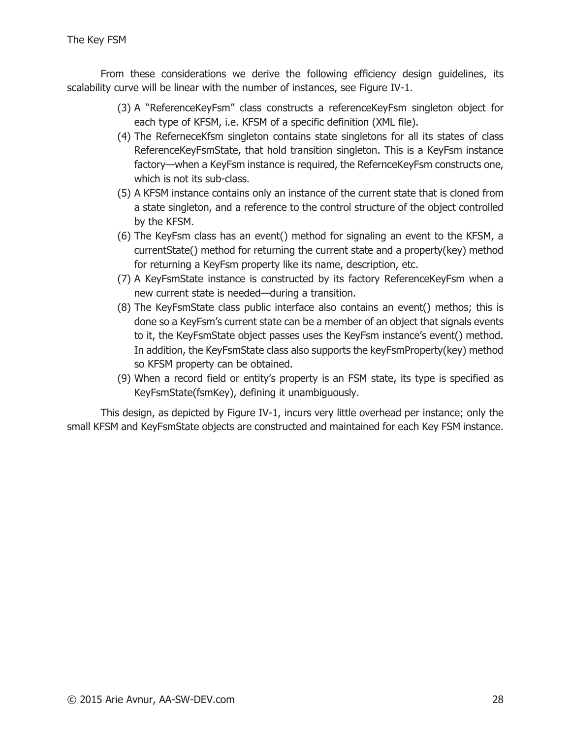From these considerations we derive the following efficiency design guidelines, its scalability curve will be linear with the number of instances, see Figure IV-1.

(3) A "ReferenceKeyFsm" class constructs a referenceKeyFsm singleton object for each type of KFSM, i.e. KFSM of a specific definition (XML file).

(4) The RefernceKfsm singleton contains state singletons for all its states of class ReferenceKeyFsmState, that hold transition singleton. This is a KeyFsm instance factory—when a KeyFsm instance is required, the RefernceKeyFsm constructs one, which is not its sub-class.

(5) A KFSM instance contains only an instance of the current state that is cloned from a state singleton, and a reference to the control structure of the object controlled by the KFSM.

(6) The KeyFsm class has an event() method for signaling an event to the KFSM, a currentState() method for returning the current state and a property(key) method for returning a KeyFsm property like its name, description, etc.

(7) A KeyFsmState instance is constructed by its factory ReferenceKeyFsm when a new current state is needed—during a transition.

(8) The KeyFsmState class public interface also contains an event() methos; this is done so a KeyFsm's current state can be a member of an object that signals events to it, the KeyFsmState object passes uses the KeyFsm instance's event() method. In addition, the KeyFsmState class also supports the keyFsmProperty(key) method so KFSM property can be obtained.

(9) When a record field or entity's property is an FSM state, its type is specified as KeyFsmState(fsmKey), defining it unambiguously.

This design, as depicted by Figure IV-1, incurs very little overhead per instance; only the small KFSM and KeyFsmState objects are constructed and maintained for each Key FSM instance.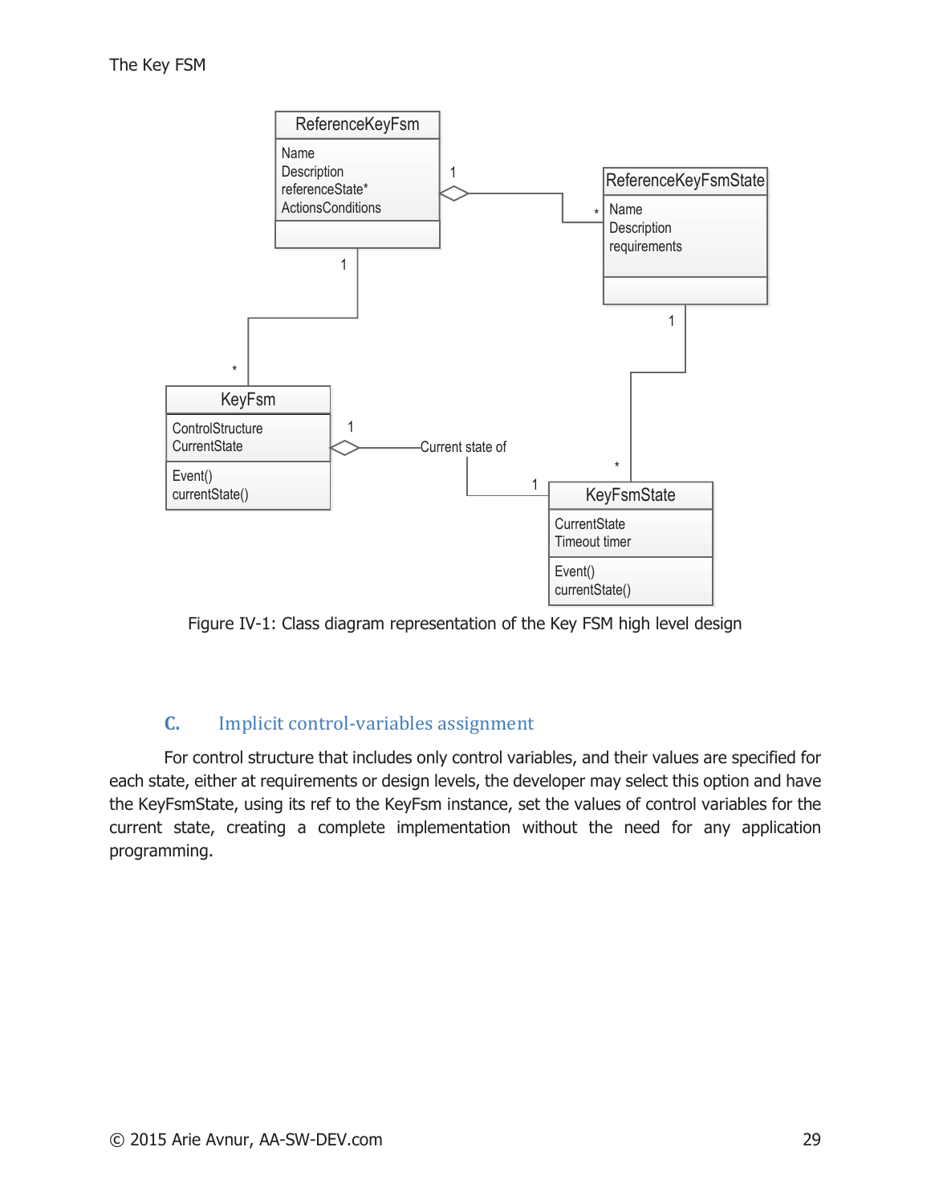Figure IV-1: Class diagram representation of the Key FSM high level design

### C. Implicit control-variables assignment

For control structure that includes only control variables, and their values are specified for each state, either at requirements or design levels, the developer may select this option and have the KeyFsmState, using its ref to the KeyFsm instance, set the values of control variables for the current state, creating a complete implementation without the need for any application programming.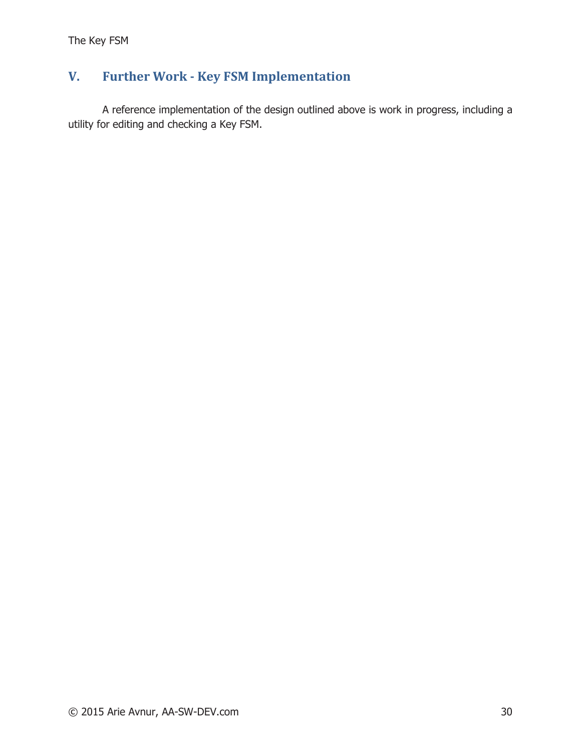## V. Further Work - Key FSM Implementation

A reference implementation of the design outlined above is work in progress, including a utility for editing and checking a Key FSM.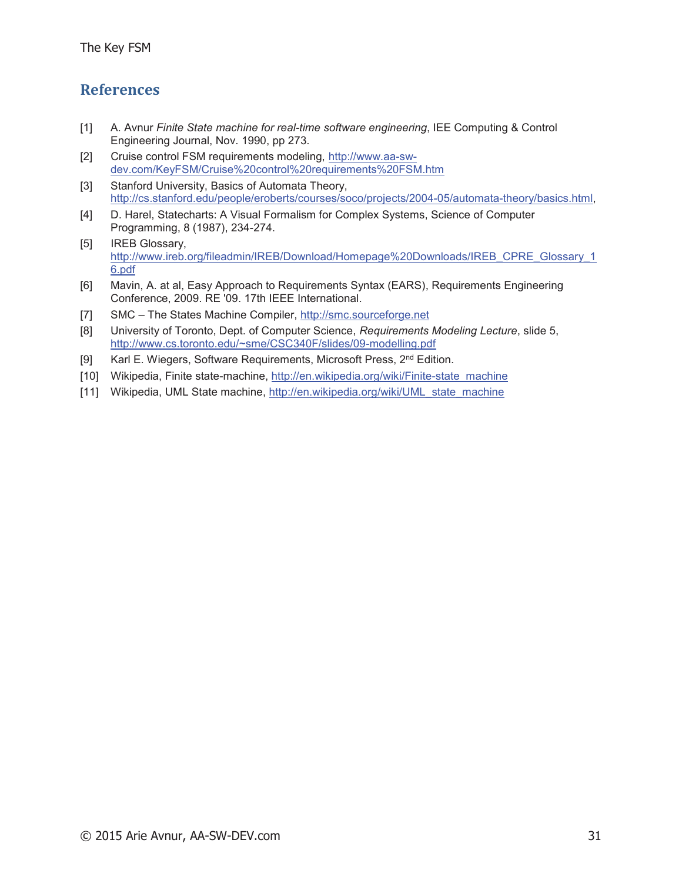## References

[1] A. Avnur *Finite State machine for real-time software engineering*, IEE Computing & Control Engineering Journal, Nov. 1990, pp 273.

[2] Cruise control FSM requirements modeling, http://www.aa-sw-dev.com/KeyFSM/Cruise%20control%20requirements%20FSM.htm

[3] Stanford University, Basics of Automata Theory, http://cs.stanford.edu/people/eroberts/courses/soco/projects/2004-05/automata-theory/basics.html,

[4] D. Harel, Statecharts: A Visual Formalism for Complex Systems, Science of Computer Programming, 8 (1987), 234-274.

[5] IREB Glossary, http://www.ireb.org/fileadmin/IREB/Download/Homepage%20Downloads/IREB_CPRE_Glossary_16.pdf

[6] Mavin, A. at al, Easy Approach to Requirements Syntax (EARS), Requirements Engineering Conference, 2009. RE '09. 17th IEEE International.

[7] SMC – The States Machine Compiler, http://smc.sourceforge.net

[8] University of Toronto, Dept. of Computer Science, *Requirements Modeling Lecture*, slide 5, http://www.cs.toronto.edu/~sme/CSC340F/slides/09-modelling.pdf

[9] Karl E. Wiegers, Software Requirements, Microsoft Press, 2nd Edition.

[10] Wikipedia, Finite state-machine, http://en.wikipedia.org/wiki/Finite-state_machine

[11] Wikipedia, UML State machine, http://en.wikipedia.org/wiki/UML_state_machine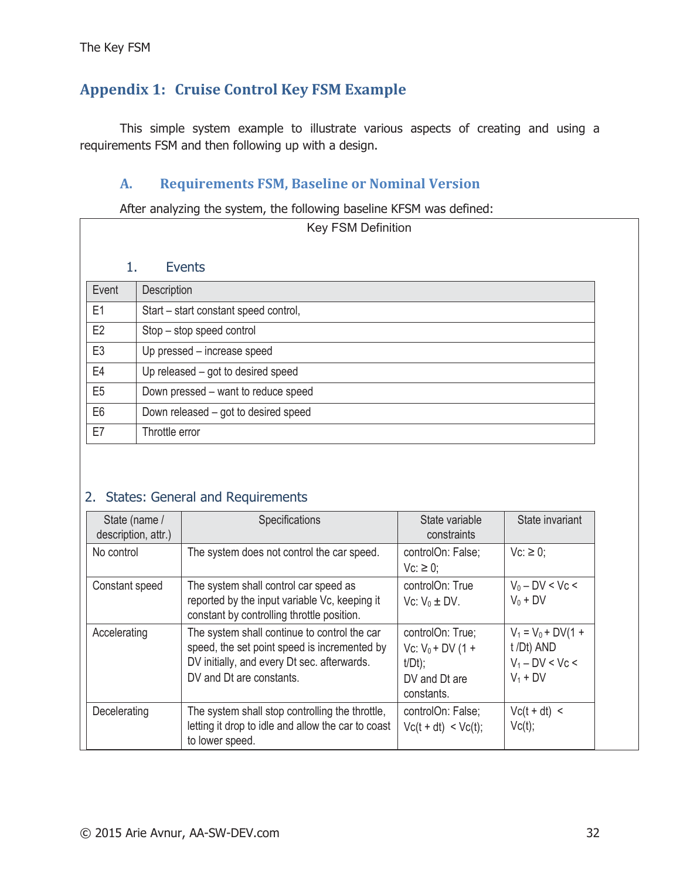# Appendix 1: Cruise Control Key FSM Example

This simple system example to illustrate various aspects of creating and using a requirements FSM and then following up with a design.

## A. Requirements FSM, Baseline or Nominal Version

After analyzing the system, the following baseline KFSM was defined:

Key FSM Definition

### 1. Events

| Event | Description |
|---|---|
| E1 | Start – start constant speed control, |
| E2 | Stop – stop speed control |
| E3 | Up pressed – increase speed |
| E4 | Up released – got to desired speed |
| E5 | Down pressed – want to reduce speed |
| E6 | Down released – got to desired speed |
| E7 | Throttle error |

### 2. States: General and Requirements

| State (name / description, attr.) | Specifications | State variable constraints | State invariant |
|---|---|---|---|
| No control | The system does not control the car speed. | controlOn: False; Vc: ≥ 0; | Vc: ≥ 0; |
| Constant speed | The system shall control car speed as reported by the input variable Vc, keeping it constant by controlling throttle position. | controlOn: True Vc: $V_0 \pm DV$. | $V_0 - DV < Vc < V_0 + DV$ |
| Accelerating | The system shall continue to control the car speed, the set point speed is incremented by DV initially, and every Dt sec. afterwards. DV and Dt are constants. | controlOn: True; Vc: $V_0 + DV\ (1 + t/Dt)$; DV and Dt are constants. | $V_1 = V_0 + DV(1 + t/Dt)$ AND $V_1 - DV < Vc < V_1 + DV$ |
| Decelerating | The system shall stop controlling the throttle, letting it drop to idle and allow the car to coast to lower speed. | controlOn: False; $Vc(t + dt) < Vc(t)$; | $Vc(t + dt) < Vc(t)$; |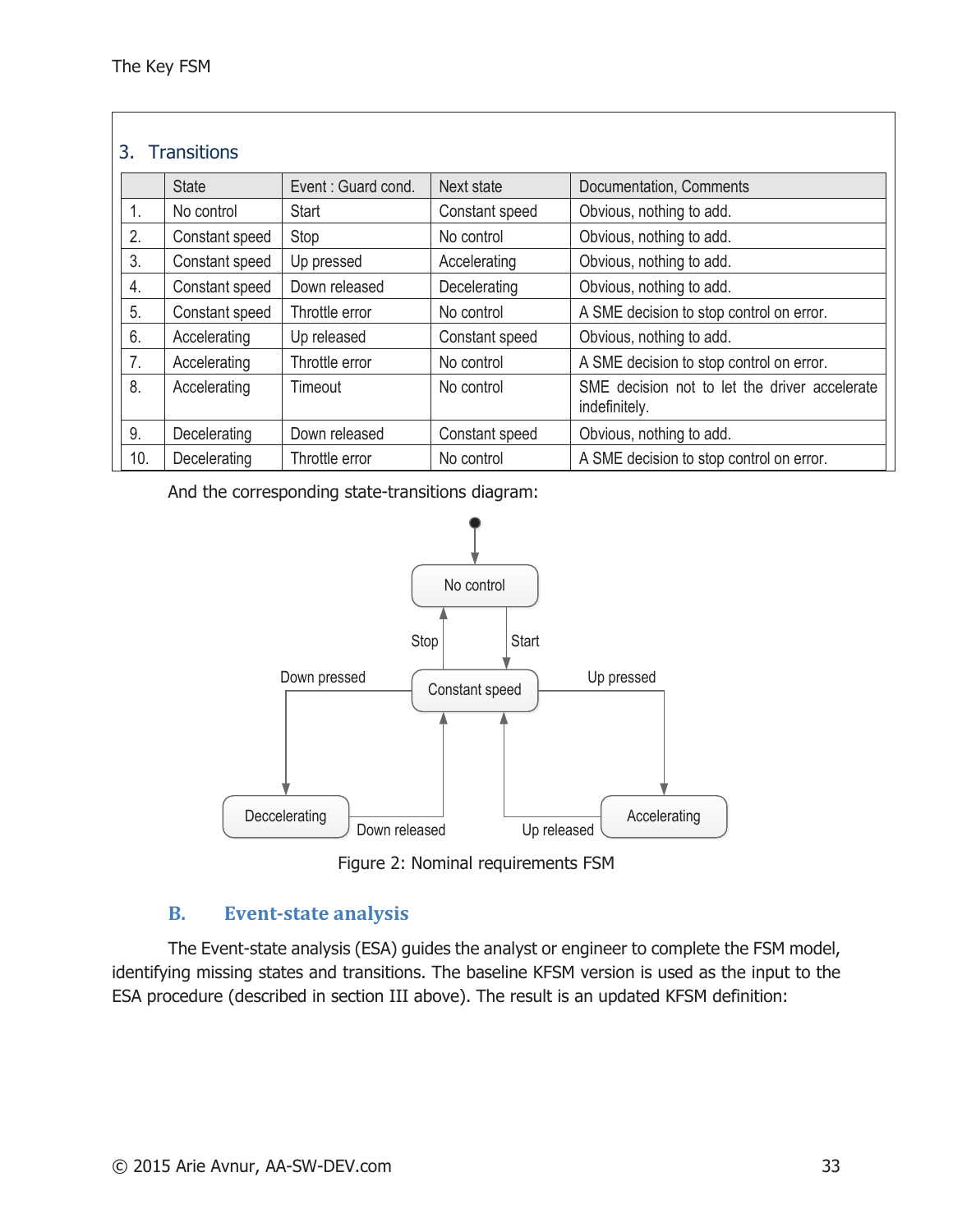### 3. Transitions

| | State | Event : Guard cond. | Next state | Documentation, Comments |
|---|---|---|---|---|
| 1. | No control | Start | Constant speed | Obvious, nothing to add. |
| 2. | Constant speed | Stop | No control | Obvious, nothing to add. |
| 3. | Constant speed | Up pressed | Accelerating | Obvious, nothing to add. |
| 4. | Constant speed | Down released | Decelerating | Obvious, nothing to add. |
| 5. | Constant speed | Throttle error | No control | A SME decision to stop control on error. |
| 6. | Accelerating | Up released | Constant speed | Obvious, nothing to add. |
| 7. | Accelerating | Throttle error | No control | A SME decision to stop control on error. |
| 8. | Accelerating | Timeout | No control | SME decision not to let the driver accelerate indefinitely. |
| 9. | Decelerating | Down released | Constant speed | Obvious, nothing to add. |
| 10. | Decelerating | Throttle error | No control | A SME decision to stop control on error. |

And the corresponding state-transitions diagram:

Figure 2: Nominal requirements FSM

## B. Event-state analysis

The Event-state analysis (ESA) guides the analyst or engineer to complete the FSM model, identifying missing states and transitions. The baseline KFSM version is used as the input to the ESA procedure (described in section III above). The result is an updated KFSM definition: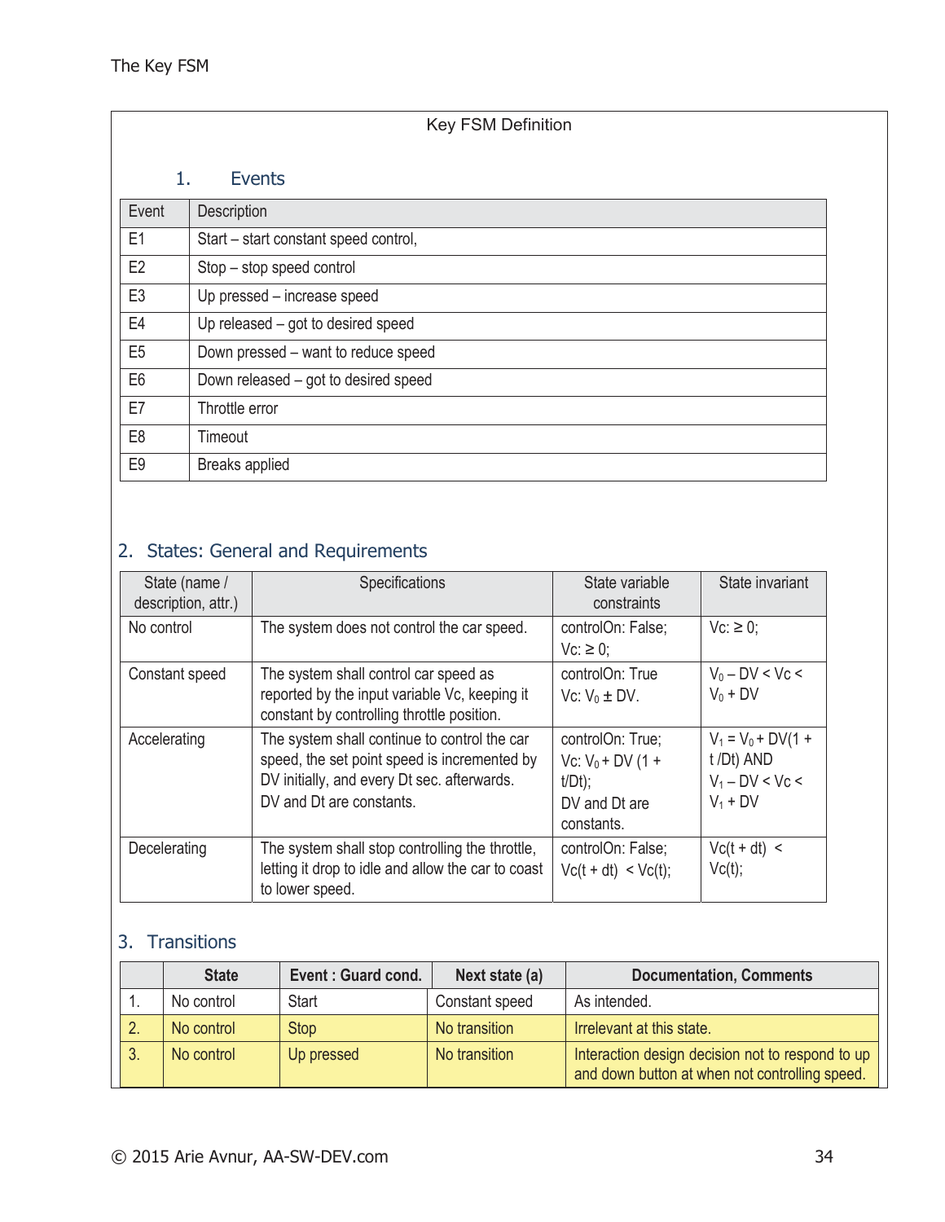The Key FSM

## Key FSM Definition

### 1. Events

| Event | Description |
|---|---|
| E1 | Start – start constant speed control, |
| E2 | Stop – stop speed control |
| E3 | Up pressed – increase speed |
| E4 | Up released – got to desired speed |
| E5 | Down pressed – want to reduce speed |
| E6 | Down released – got to desired speed |
| E7 | Throttle error |
| E8 | Timeout |
| E9 | Breaks applied |

### 2. States: General and Requirements

| State (name / description, attr.) | Specifications | State variable constraints | State invariant |
|---|---|---|---|
| No control | The system does not control the car speed. | controlOn: False; Vc: ≥ 0; | Vc: ≥ 0; |
| Constant speed | The system shall control car speed as reported by the input variable Vc, keeping it constant by controlling throttle position. | controlOn: True Vc: $V_0 \pm DV$. | $V_0 - DV < Vc < V_0 + DV$ |
| Accelerating | The system shall continue to control the car speed, the set point speed is incremented by DV initially, and every Dt sec. afterwards. DV and Dt are constants. | controlOn: True; Vc: $V_0 + DV (1 + t/Dt)$; DV and Dt are constants. | $V_1 = V_0 + DV(1 + t/Dt)$ AND $V_1 - DV < Vc < V_1 + DV$ |
| Decelerating | The system shall stop controlling the throttle, letting it drop to idle and allow the car to coast to lower speed. | controlOn: False; $Vc(t + dt) < Vc(t)$; | $Vc(t + dt) < Vc(t)$; |

### 3. Transitions

| | State | Event : Guard cond. | Next state (a) | Documentation, Comments |
|---|---|---|---|---|
| 1. | No control | Start | Constant speed | As intended. |
| 2. | No control | Stop | No transition | Irrelevant at this state. |
| 3. | No control | Up pressed | No transition | Interaction design decision not to respond to up and down button at when not controlling speed. |

© 2015 Arie Avnur, AA-SW-DEV.com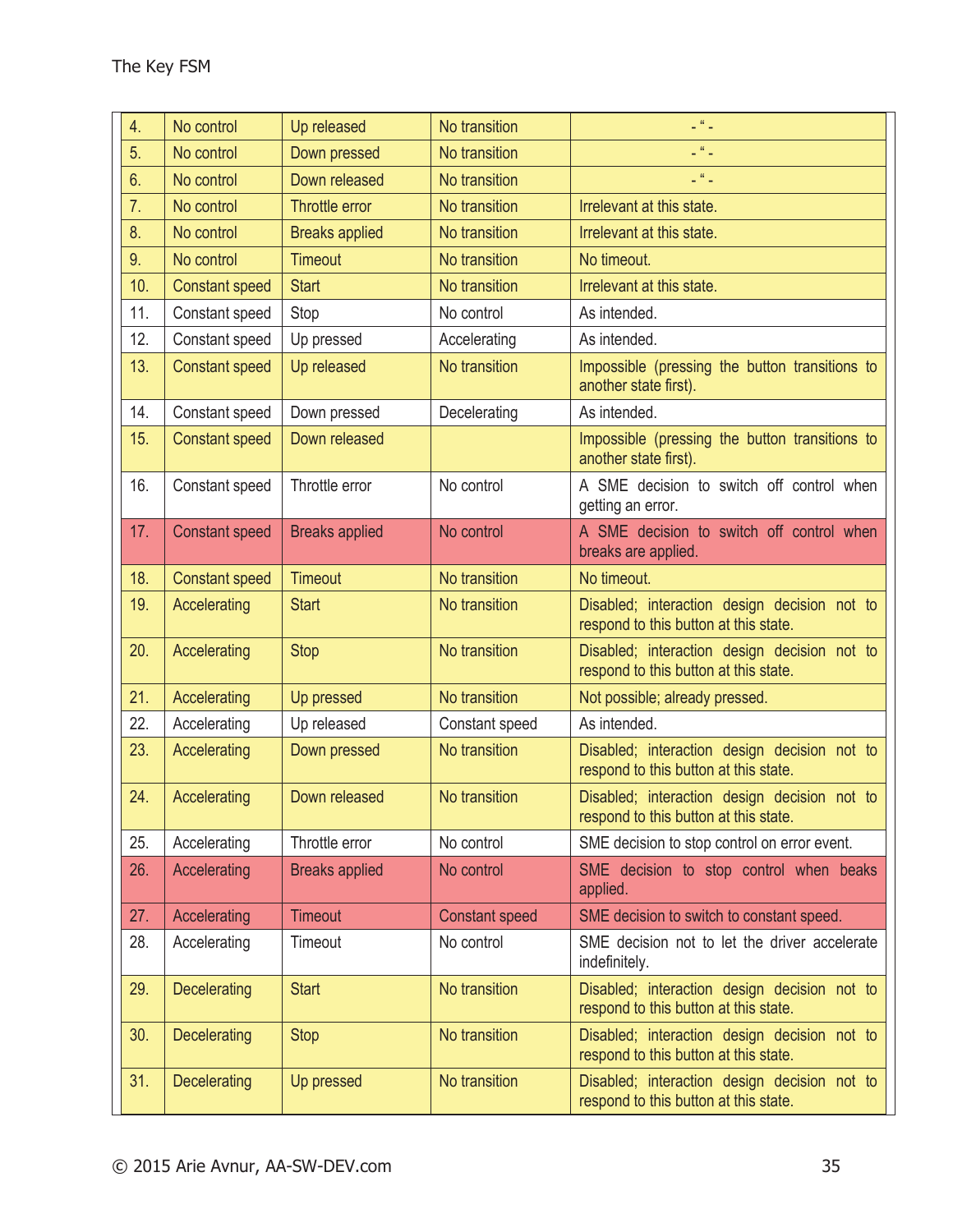| | | | | |
|---|---|---|---|---|
| 4. | No control | Up released | No transition | - " - |
| 5. | No control | Down pressed | No transition | - " - |
| 6. | No control | Down released | No transition | - " - |
| 7. | No control | Throttle error | No transition | Irrelevant at this state. |
| 8. | No control | Breaks applied | No transition | Irrelevant at this state. |
| 9. | No control | Timeout | No transition | No timeout. |
| 10. | Constant speed | Start | No transition | Irrelevant at this state. |
| 11. | Constant speed | Stop | No control | As intended. |
| 12. | Constant speed | Up pressed | Accelerating | As intended. |
| 13. | Constant speed | Up released | No transition | Impossible (pressing the button transitions to another state first). |
| 14. | Constant speed | Down pressed | Decelerating | As intended. |
| 15. | Constant speed | Down released | | Impossible (pressing the button transitions to another state first). |
| 16. | Constant speed | Throttle error | No control | A SME decision to switch off control when getting an error. |
| 17. | Constant speed | Breaks applied | No control | A SME decision to switch off control when breaks are applied. |
| 18. | Constant speed | Timeout | No transition | No timeout. |
| 19. | Accelerating | Start | No transition | Disabled; interaction design decision not to respond to this button at this state. |
| 20. | Accelerating | Stop | No transition | Disabled; interaction design decision not to respond to this button at this state. |
| 21. | Accelerating | Up pressed | No transition | Not possible; already pressed. |
| 22. | Accelerating | Up released | Constant speed | As intended. |
| 23. | Accelerating | Down pressed | No transition | Disabled; interaction design decision not to respond to this button at this state. |
| 24. | Accelerating | Down released | No transition | Disabled; interaction design decision not to respond to this button at this state. |
| 25. | Accelerating | Throttle error | No control | SME decision to stop control on error event. |
| 26. | Accelerating | Breaks applied | No control | SME decision to stop control when beaks applied. |
| 27. | Accelerating | Timeout | Constant speed | SME decision to switch to constant speed. |
| 28. | Accelerating | Timeout | No control | SME decision not to let the driver accelerate indefinitely. |
| 29. | Decelerating | Start | No transition | Disabled; interaction design decision not to respond to this button at this state. |
| 30. | Decelerating | Stop | No transition | Disabled; interaction design decision not to respond to this button at this state. |
| 31. | Decelerating | Up pressed | No transition | Disabled; interaction design decision not to respond to this button at this state. |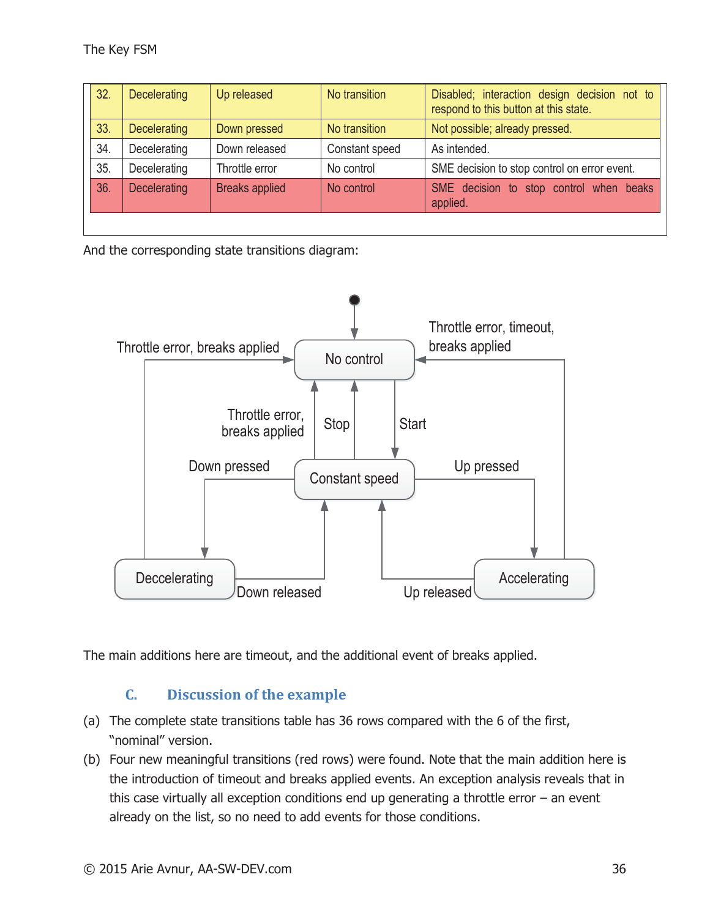The Key FSM

| | | | | |
|---|---|---|---|---|
| 32. | Decelerating | Up released | No transition | Disabled; interaction design decision not to respond to this button at this state. |
| 33. | Decelerating | Down pressed | No transition | Not possible; already pressed. |
| 34. | Decelerating | Down released | Constant speed | As intended. |
| 35. | Decelerating | Throttle error | No control | SME decision to stop control on error event. |
| 36. | Decelerating | Breaks applied | No control | SME decision to stop control when beaks applied. |

And the corresponding state transitions diagram:

The main additions here are timeout, and the additional event of breaks applied.

### C. Discussion of the example

(a) The complete state transitions table has 36 rows compared with the 6 of the first, "nominal" version.

(b) Four new meaningful transitions (red rows) were found. Note that the main addition here is the introduction of timeout and breaks applied events. An exception analysis reveals that in this case virtually all exception conditions end up generating a throttle error – an event already on the list, so no need to add events for those conditions.

© 2015 Arie Avnur, AA-SW-DEV.com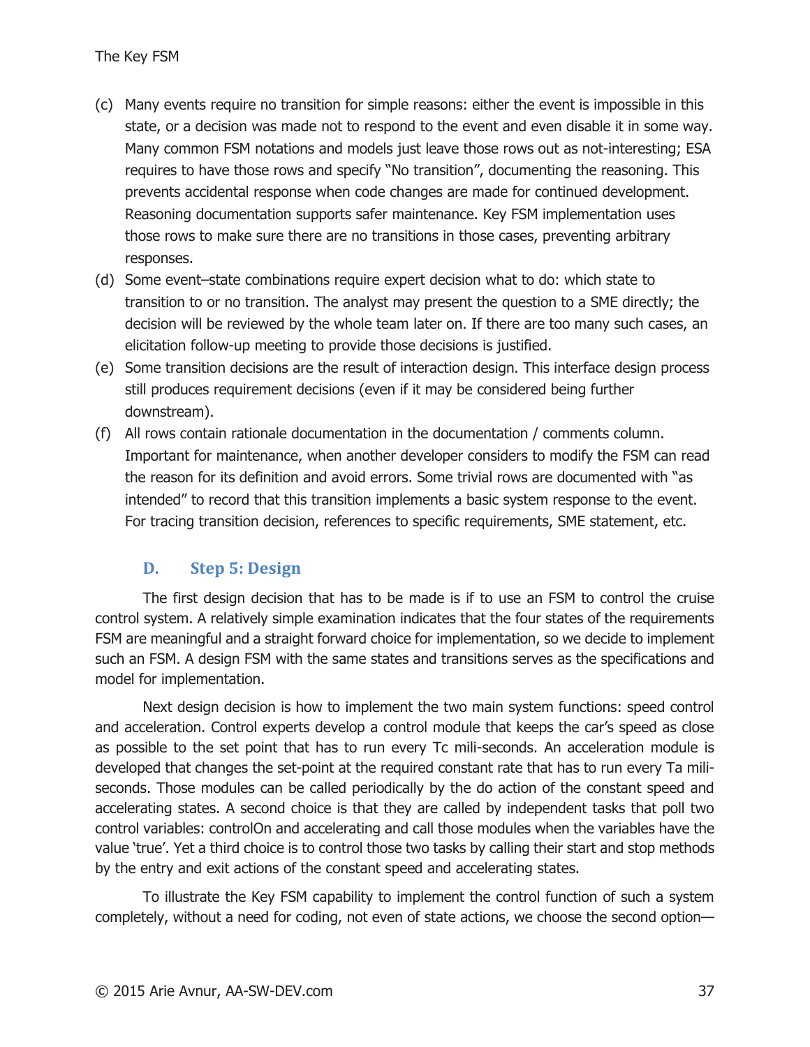(c) Many events require no transition for simple reasons: either the event is impossible in this state, or a decision was made not to respond to the event and even disable it in some way. Many common FSM notations and models just leave those rows out as not-interesting; ESA requires to have those rows and specify "No transition", documenting the reasoning. This prevents accidental response when code changes are made for continued development. Reasoning documentation supports safer maintenance. Key FSM implementation uses those rows to make sure there are no transitions in those cases, preventing arbitrary responses.

(d) Some event–state combinations require expert decision what to do: which state to transition to or no transition. The analyst may present the question to a SME directly; the decision will be reviewed by the whole team later on. If there are too many such cases, an elicitation follow-up meeting to provide those decisions is justified.

(e) Some transition decisions are the result of interaction design. This interface design process still produces requirement decisions (even if it may be considered being further downstream).

(f) All rows contain rationale documentation in the documentation / comments column. Important for maintenance, when another developer considers to modify the FSM can read the reason for its definition and avoid errors. Some trivial rows are documented with "as intended" to record that this transition implements a basic system response to the event. For tracing transition decision, references to specific requirements, SME statement, etc.

### D. Step 5: Design

The first design decision that has to be made is if to use an FSM to control the cruise control system. A relatively simple examination indicates that the four states of the requirements FSM are meaningful and a straight forward choice for implementation, so we decide to implement such an FSM. A design FSM with the same states and transitions serves as the specifications and model for implementation.

Next design decision is how to implement the two main system functions: speed control and acceleration. Control experts develop a control module that keeps the car's speed as close as possible to the set point that has to run every Tc mili-seconds. An acceleration module is developed that changes the set-point at the required constant rate that has to run every Ta mili-seconds. Those modules can be called periodically by the do action of the constant speed and accelerating states. A second choice is that they are called by independent tasks that poll two control variables: controlOn and accelerating and call those modules when the variables have the value 'true'. Yet a third choice is to control those two tasks by calling their start and stop methods by the entry and exit actions of the constant speed and accelerating states.

To illustrate the Key FSM capability to implement the control function of such a system completely, without a need for coding, not even of state actions, we choose the second option—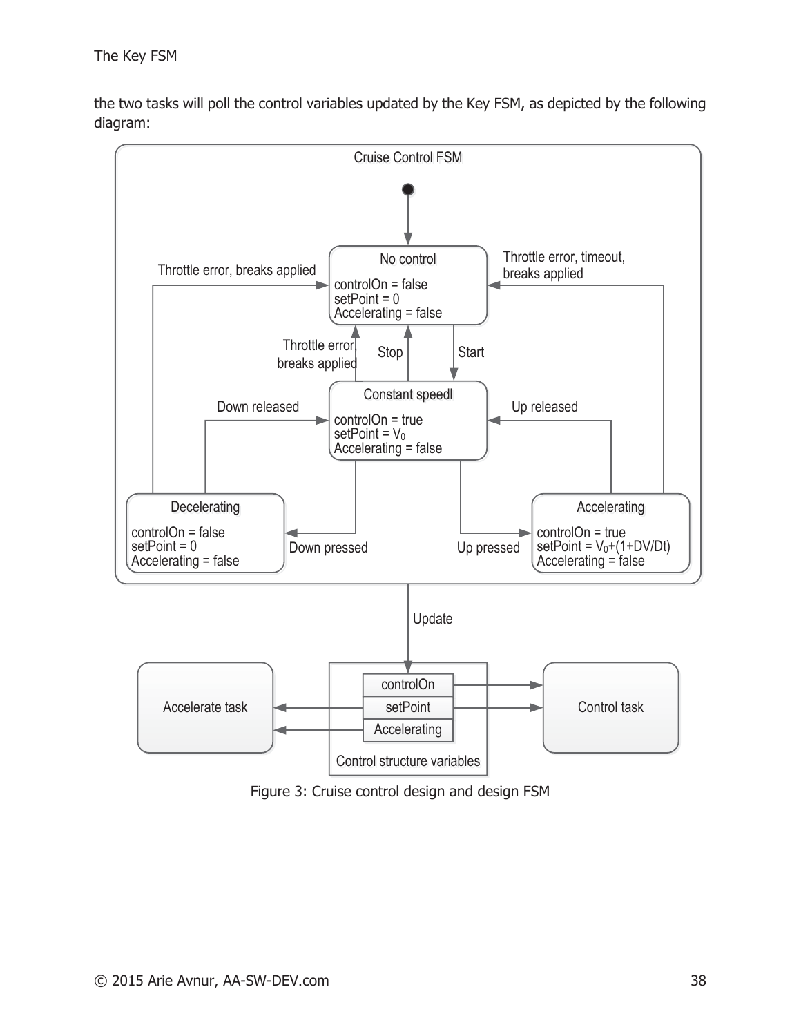the two tasks will poll the control variables updated by the Key FSM, as depicted by the following diagram:

Cruise Control FSM

No control
controlOn = false
setPoint = 0
Accelerating = false

Throttle error, breaks applied

Throttle error, timeout, breaks applied

Throttle error, breaks applied

Stop

Start

Constant speedl
controlOn = true
setPoint = $V_0$
Accelerating = false

Down released

Up released

Decelerating
controlOn = false
setPoint = 0
Accelerating = false

Down pressed

Up pressed

Accelerating
controlOn = true
setPoint = $V_0$+(1+DV/Dt)
Accelerating = false

Update

Accelerate task

controlOn
setPoint
Accelerating
Control structure variables

Control task

Figure 3: Cruise control design and design FSM